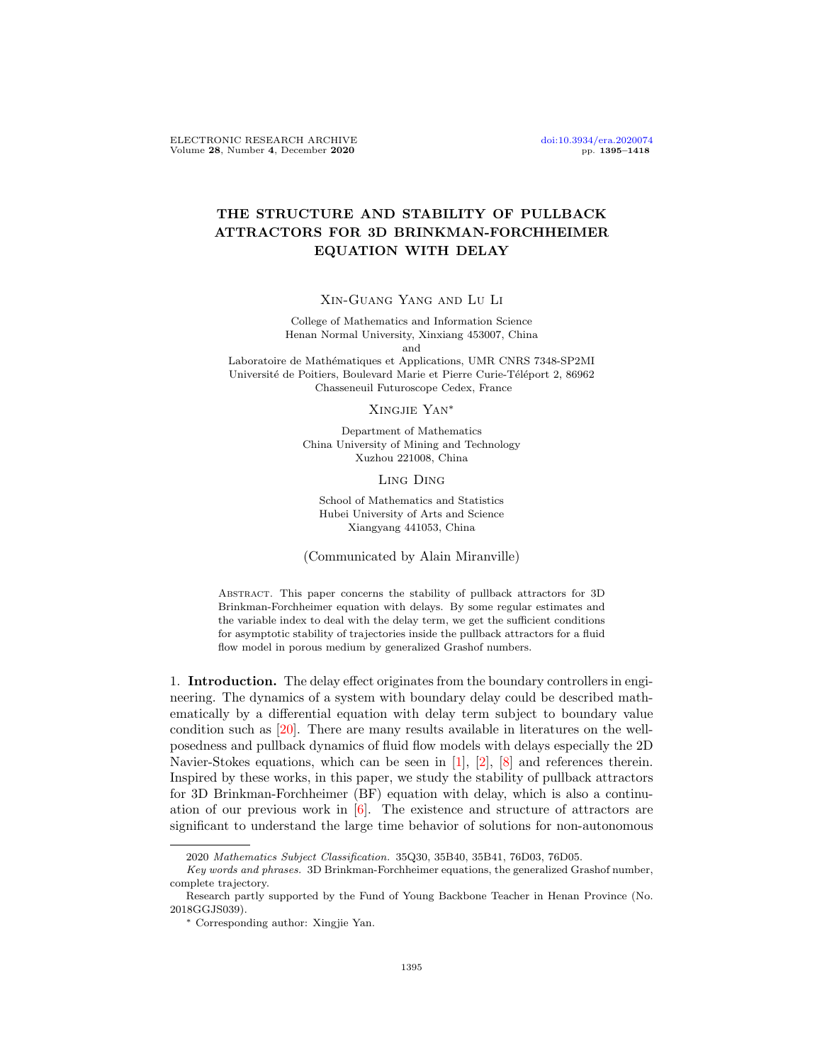# THE STRUCTURE AND STABILITY OF PULLBACK ATTRACTORS FOR 3D BRINKMAN-FORCHHEIMER EQUATION WITH DELAY

Xin-Guang Yang and Lu Li

College of Mathematics and Information Science
Henan Normal University, Xinxiang 453007, China
and
Laboratoire de Mathématiques et Applications, UMR CNRS 7348-SP2MI
Université de Poitiers, Boulevard Marie et Pierre Curie-Téléport 2, 86962
Chasseneuil Futuroscope Cedex, France

Xingjie Yan*

Department of Mathematics
China University of Mining and Technology
Xuzhou 221008, China

Ling Ding

School of Mathematics and Statistics
Hubei University of Arts and Science
Xiangyang 441053, China

(Communicated by Alain Miranville)

Abstract. This paper concerns the stability of pullback attractors for 3D Brinkman-Forchheimer equation with delays. By some regular estimates and the variable index to deal with the delay term, we get the sufficient conditions for asymptotic stability of trajectories inside the pullback attractors for a fluid flow model in porous medium by generalized Grashof numbers.

1. **Introduction.** The delay effect originates from the boundary controllers in engineering. The dynamics of a system with boundary delay could be described mathematically by a differential equation with delay term subject to boundary value condition such as [20]. There are many results available in literatures on the well-posedness and pullback dynamics of fluid flow models with delays especially the 2D Navier-Stokes equations, which can be seen in [1], [2], [8] and references therein. Inspired by these works, in this paper, we study the stability of pullback attractors for 3D Brinkman-Forchheimer (BF) equation with delay, which is also a continuation of our previous work in [6]. The existence and structure of attractors are significant to understand the large time behavior of solutions for non-autonomous

---

2020 *Mathematics Subject Classification.* 35Q30, 35B40, 35B41, 76D03, 76D05.

*Key words and phrases.* 3D Brinkman-Forchheimer equations, the generalized Grashof number, complete trajectory.

Research partly supported by the Fund of Young Backbone Teacher in Henan Province (No. 2018GGJS039).

* Corresponding author: Xingjie Yan.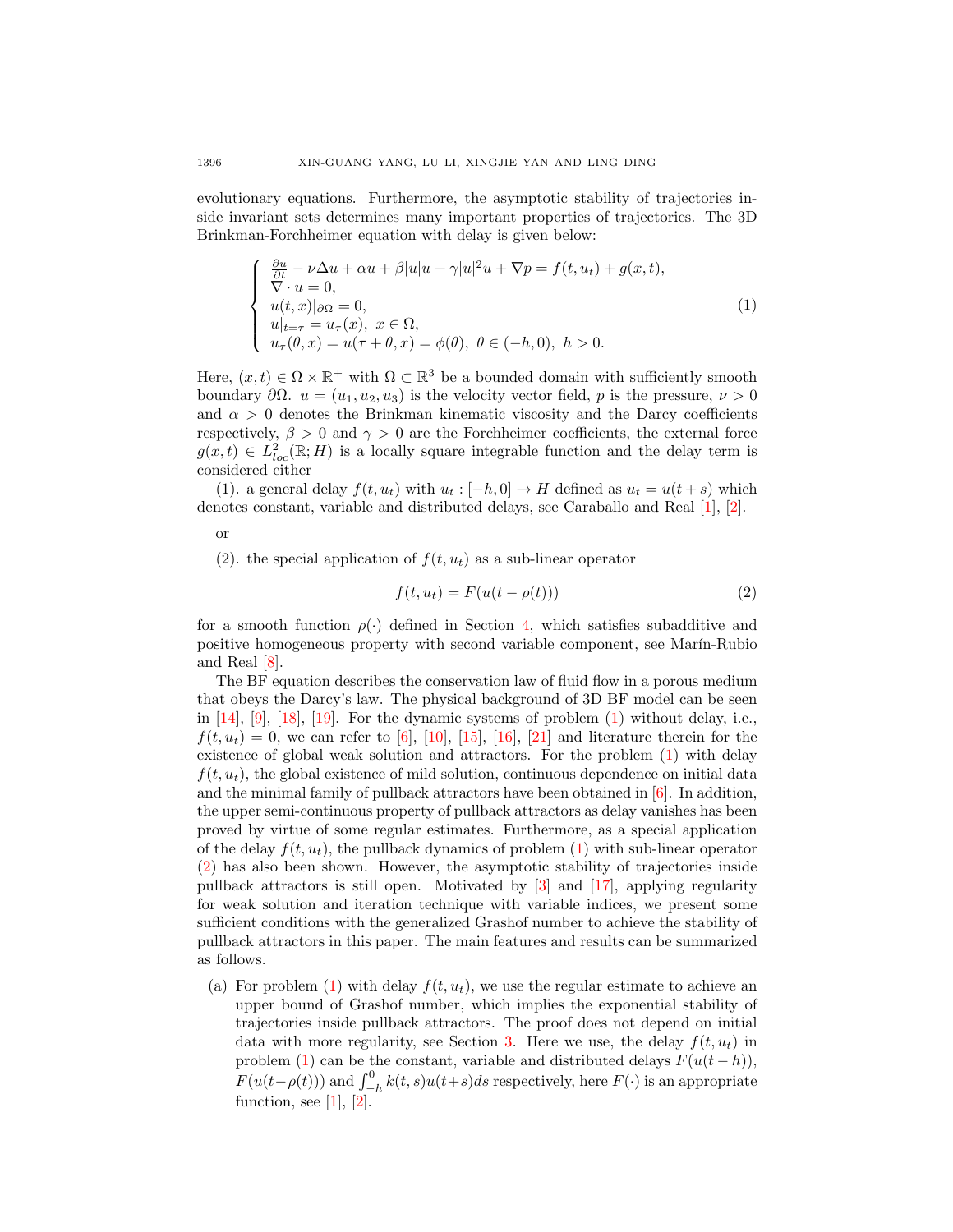evolutionary equations. Furthermore, the asymptotic stability of trajectories inside invariant sets determines many important properties of trajectories. The 3D Brinkman-Forchheimer equation with delay is given below:

$$
\begin{cases}
\frac{\partial u}{\partial t} - \nu \Delta u + \alpha u + \beta |u| u + \gamma |u|^2 u + \nabla p = f(t, u_t) + g(x,t), \\
\nabla \cdot u = 0, \\
u(t,x)|_{\partial \Omega} = 0, \\
u|_{t=\tau} = u_\tau(x), \ x \in \Omega, \\
u_\tau(\theta, x) = u(\tau + \theta, x) = \phi(\theta), \ \theta \in (-h, 0), \ h > 0.
\end{cases} \tag{1}
$$

Here, $(x,t) \in \Omega \times \mathbb{R}^+$ with $\Omega \subset \mathbb{R}^3$ be a bounded domain with sufficiently smooth boundary $\partial\Omega$. $u = (u_1, u_2, u_3)$ is the velocity vector field, $p$ is the pressure, $\nu > 0$ and $\alpha > 0$ denotes the Brinkman kinematic viscosity and the Darcy coefficients respectively, $\beta > 0$ and $\gamma > 0$ are the Forchheimer coefficients, the external force $g(x,t) \in L^2_{loc}(\mathbb{R}; H)$ is a locally square integrable function and the delay term is considered either

(1). a general delay $f(t, u_t)$ with $u_t : [-h, 0] \to H$ defined as $u_t = u(t+s)$ which denotes constant, variable and distributed delays, see Caraballo and Real [1], [2].

or

(2). the special application of $f(t, u_t)$ as a sub-linear operator

$$
f(t, u_t) = F(u(t - \rho(t))) \tag{2}
$$

for a smooth function $\rho(\cdot)$ defined in Section 4, which satisfies subadditive and positive homogeneous property with second variable component, see Marín-Rubio and Real [8].

The BF equation describes the conservation law of fluid flow in a porous medium that obeys the Darcy's law. The physical background of 3D BF model can be seen in [14], [9], [18], [19]. For the dynamic systems of problem (1) without delay, i.e., $f(t, u_t) = 0$, we can refer to [6], [10], [15], [16], [21] and literature therein for the existence of global weak solution and attractors. For the problem (1) with delay $f(t, u_t)$, the global existence of mild solution, continuous dependence on initial data and the minimal family of pullback attractors have been obtained in [6]. In addition, the upper semi-continuous property of pullback attractors as delay vanishes has been proved by virtue of some regular estimates. Furthermore, as a special application of the delay $f(t, u_t)$, the pullback dynamics of problem (1) with sub-linear operator (2) has also been shown. However, the asymptotic stability of trajectories inside pullback attractors is still open. Motivated by [3] and [17], applying regularity for weak solution and iteration technique with variable indices, we present some sufficient conditions with the generalized Grashof number to achieve the stability of pullback attractors in this paper. The main features and results can be summarized as follows.

(a) For problem (1) with delay $f(t, u_t)$, we use the regular estimate to achieve an upper bound of Grashof number, which implies the exponential stability of trajectories inside pullback attractors. The proof does not depend on initial data with more regularity, see Section 3. Here we use, the delay $f(t, u_t)$ in problem (1) can be the constant, variable and distributed delays $F(u(t-h))$, $F(u(t-\rho(t)))$ and $\int_{-h}^{0} k(t,s) u(t+s) ds$ respectively, here $F(\cdot)$ is an appropriate function, see [1], [2].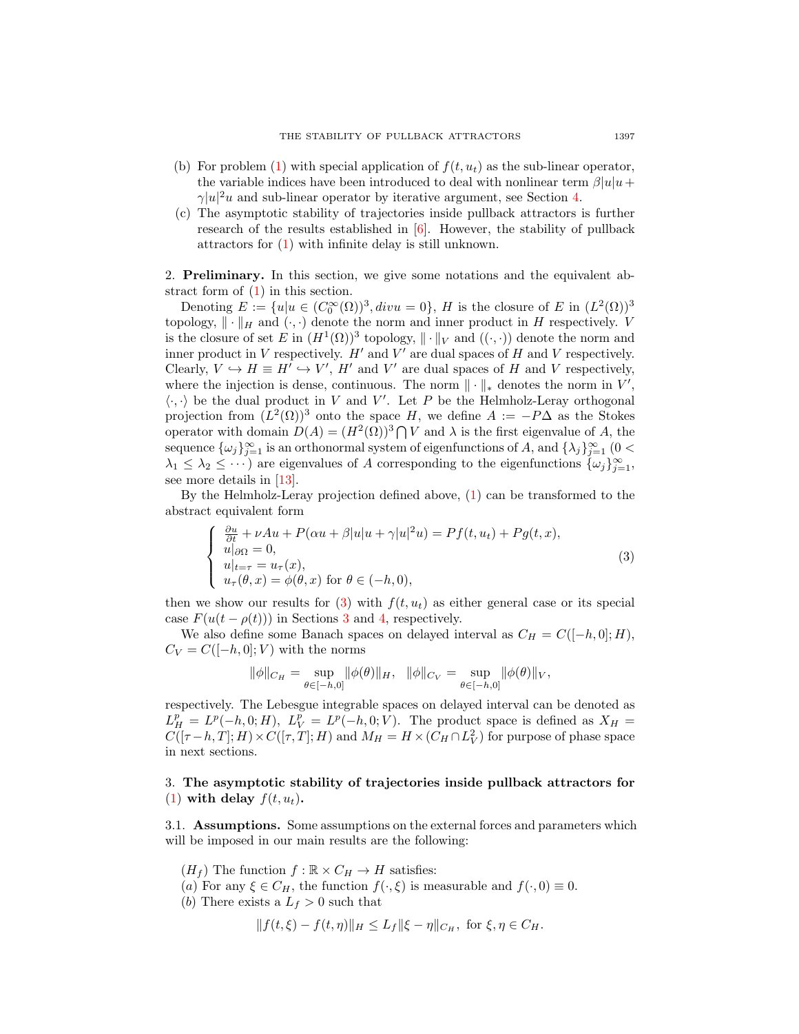(b) For problem (1) with special application of $f(t, u_t)$ as the sub-linear operator, the variable indices have been introduced to deal with nonlinear term $\beta|u|u + \gamma|u|^2 u$ and sub-linear operator by iterative argument, see Section 4.

(c) The asymptotic stability of trajectories inside pullback attractors is further research of the results established in [6]. However, the stability of pullback attractors for (1) with infinite delay is still unknown.

## 2. **Preliminary.**

In this section, we give some notations and the equivalent abstract form of (1) in this section.

Denoting $E := \{u | u \in (C_0^\infty(\Omega))^3, div u = 0\}$, $H$ is the closure of $E$ in $(L^2(\Omega))^3$ topology, $\|\cdot\|_H$ and $(\cdot,\cdot)$ denote the norm and inner product in $H$ respectively. $V$ is the closure of set $E$ in $(H^1(\Omega))^3$ topology, $\|\cdot\|_V$ and $((\cdot,\cdot))$ denote the norm and inner product in $V$ respectively. $H'$ and $V'$ are dual spaces of $H$ and $V$ respectively. Clearly, $V \hookrightarrow H \equiv H' \hookrightarrow V'$, $H'$ and $V'$ are dual spaces of $H$ and $V$ respectively, where the injection is dense, continuous. The norm $\|\cdot\|_*$ denotes the norm in $V'$, $\langle \cdot,\cdot \rangle$ be the dual product in $V$ and $V'$. Let $P$ be the Helmholz-Leray orthogonal projection from $(L^2(\Omega))^3$ onto the space $H$, we define $A := -P\Delta$ as the Stokes operator with domain $D(A) = (H^2(\Omega))^3 \bigcap V$ and $\lambda$ is the first eigenvalue of $A$, the sequence $\{\omega_j\}_{j=1}^\infty$ is an orthonormal system of eigenfunctions of $A$, and $\{\lambda_j\}_{j=1}^\infty$ $(0 < \lambda_1 \leq \lambda_2 \leq \cdots)$ are eigenvalues of $A$ corresponding to the eigenfunctions $\{\omega_j\}_{j=1}^\infty$, see more details in [13].

By the Helmholz-Leray projection defined above, (1) can be transformed to the abstract equivalent form

$$
\begin{cases}
\frac{\partial u}{\partial t} + \nu A u + P(\alpha u + \beta |u| u + \gamma |u|^2 u) = P f(t, u_t) + P g(t, x), \\
u|_{\partial \Omega} = 0, \\
u|_{t=\tau} = u_\tau(x), \\
u_\tau(\theta, x) = \phi(\theta, x) \text{ for } \theta \in (-h, 0),
\end{cases}
\tag{3}
$$

then we show our results for (3) with $f(t, u_t)$ as either general case or its special case $F(u(t - \rho(t)))$ in Sections 3 and 4, respectively.

We also define some Banach spaces on delayed interval as $C_H = C([-h, 0]; H)$, $C_V = C([-h, 0]; V)$ with the norms

$$
\|\phi\|_{C_H} = \sup_{\theta \in [-h,0]} \|\phi(\theta)\|_H, \quad \|\phi\|_{C_V} = \sup_{\theta \in [-h,0]} \|\phi(\theta)\|_V,
$$

respectively. The Lebesgue integrable spaces on delayed interval can be denoted as $L_H^p = L^p(-h, 0; H)$, $L_V^p = L^p(-h, 0; V)$. The product space is defined as $X_H = C([\tau - h, T]; H) \times C([\tau, T]; H)$ and $M_H = H \times (C_H \cap L_V^2)$ for purpose of phase space in next sections.

## 3. **The asymptotic stability of trajectories inside pullback attractors for (1) with delay $f(t, u_t)$.**

### 3.1. **Assumptions.**

Some assumptions on the external forces and parameters which will be imposed in our main results are the following:

$(H_f)$ The function $f : \mathbb{R} \times C_H \to H$ satisfies:

$(a)$ For any $\xi \in C_H$, the function $f(\cdot, \xi)$ is measurable and $f(\cdot, 0) \equiv 0$.

$(b)$ There exists a $L_f > 0$ such that

$$
\|f(t, \xi) - f(t, \eta)\|_H \leq L_f \|\xi - \eta\|_{C_H}, \text{ for } \xi, \eta \in C_H.
$$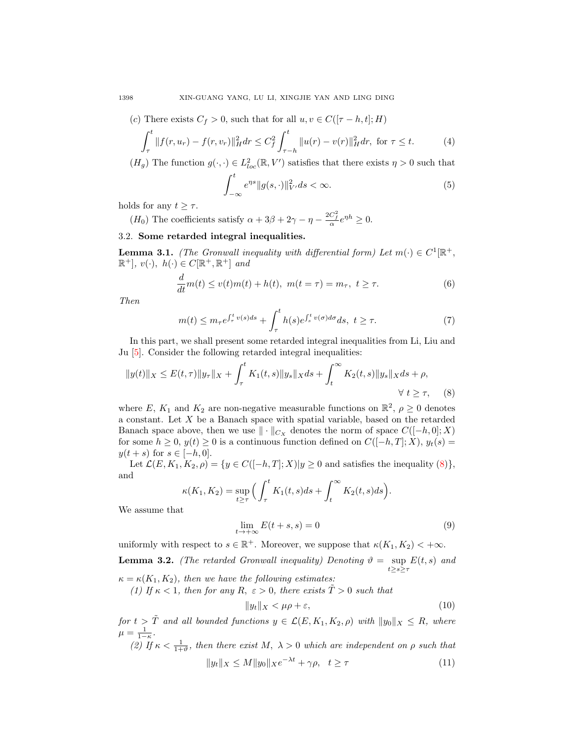($c$) There exists $C_f > 0$, such that for all $u, v \in C([\tau - h, t]; H)$

$$\int_\tau^t \|f(r, u_r) - f(r, v_r)\|_H^2 dr \le C_f^2 \int_{\tau-h}^t \|u(r) - v(r)\|_H^2 dr, \text{ for } \tau \le t. \tag{4}$$

$(H_g)$ The function $g(\cdot, \cdot) \in L^2_{loc}(\mathbb{R}, V')$ satisfies that there exists $\eta > 0$ such that

$$\int_{-\infty}^t e^{\eta s} \|g(s, \cdot)\|_{V'}^2 ds < \infty. \tag{5}$$

holds for any $t \ge \tau$.

$(H_0)$ The coefficients satisfy $\alpha + 3\beta + 2\gamma - \eta - \frac{2C_f^2}{\alpha} e^{\eta h} \ge 0$.

### 3.2. Some retarded integral inequalities.

**Lemma 3.1.** *(The Gronwall inequality with differential form) Let $m(\cdot) \in C^1[\mathbb{R}^+, \mathbb{R}^+]$, $v(\cdot)$, $h(\cdot) \in C[\mathbb{R}^+, \mathbb{R}^+]$ and*

$$\frac{d}{dt} m(t) \le v(t) m(t) + h(t), \ m(t = \tau) = m_\tau, \ t \ge \tau. \tag{6}$$

*Then*

$$m(t) \le m_\tau e^{\int_\tau^t v(s) ds} + \int_\tau^t h(s) e^{\int_s^t v(\sigma) d\sigma} ds, \ t \ge \tau. \tag{7}$$

In this part, we shall present some retarded integral inequalities from Li, Liu and Ju [5]. Consider the following retarded integral inequalities:

$$\|y(t)\|_X \le E(t, \tau) \|y_\tau\|_X + \int_\tau^t K_1(t, s) \|y_s\|_X ds + \int_t^\infty K_2(t, s) \|y_s\|_X ds + \rho, \quad \forall \ t \ge \tau, \tag{8}$$

where $E$, $K_1$ and $K_2$ are non-negative measurable functions on $\mathbb{R}^2$, $\rho \ge 0$ denotes a constant. Let $X$ be a Banach space with spatial variable, based on the retarded Banach space above, then we use $\|\cdot\|_{C_X}$ denotes the norm of space $C([-h, 0]; X)$ for some $h \ge 0$, $y(t) \ge 0$ is a continuous function defined on $C([-h, T]; X)$, $y_t(s) = y(t + s)$ for $s \in [-h, 0]$.

Let $\mathcal{L}(E, K_1, K_2, \rho) = \{y \in C([-h, T]; X) | y \ge 0$ and satisfies the inequality (8)$\}$, and

$$\kappa(K_1, K_2) = \sup_{t \ge \tau} \Big( \int_\tau^t K_1(t, s) ds + \int_t^\infty K_2(t, s) ds \Big).$$

We assume that

$$\lim_{t \to +\infty} E(t + s, s) = 0 \tag{9}$$

uniformly with respect to $s \in \mathbb{R}^+$. Moreover, we suppose that $\kappa(K_1, K_2) < +\infty$.

**Lemma 3.2.** *(The retarded Gronwall inequality) Denoting $\vartheta = \sup_{t \ge s \ge \tau} E(t, s)$ and $\kappa = \kappa(K_1, K_2)$, then we have the following estimates:*

*(1) If $\kappa < 1$, then for any $R$, $\varepsilon > 0$, there exists $\tilde{T} > 0$ such that*

$$\|y_t\|_X < \mu\rho + \varepsilon, \tag{10}$$

*for $t > \tilde{T}$ and all bounded functions $y \in \mathcal{L}(E, K_1, K_2, \rho)$ with $\|y_0\|_X \le R$, where $\mu = \frac{1}{1-\kappa}$.*

*(2) If $\kappa < \frac{1}{1+\vartheta}$, then there exist $M$, $\lambda > 0$ which are independent on $\rho$ such that*

$$\|y_t\|_X \le M \|y_0\|_X e^{-\lambda t} + \gamma\rho, \quad t \ge \tau \tag{11}$$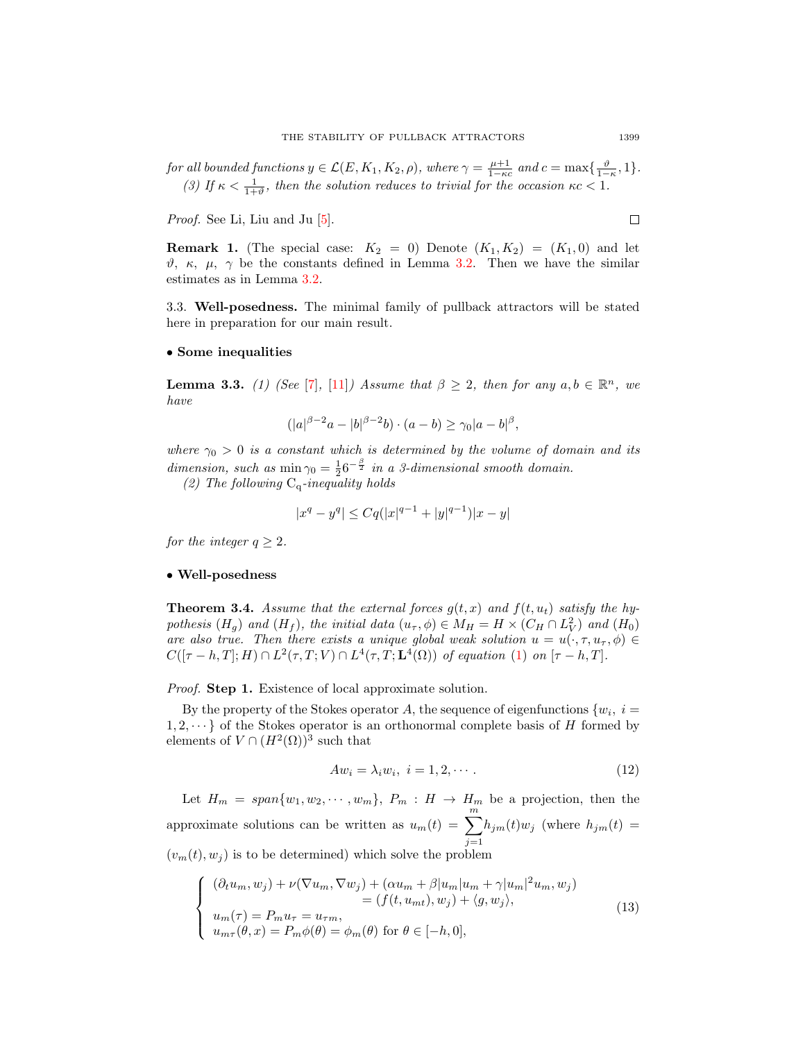*for all bounded functions $y \in \mathcal{L}(E, K_1, K_2, \rho)$, where $\gamma = \frac{\mu+1}{1-\kappa c}$ and $c = \max\{\frac{\vartheta}{1-\kappa}, 1\}$.*

*(3) If $\kappa < \frac{1}{1+\vartheta}$, then the solution reduces to trivial for the occasion $\kappa c < 1$.*

*Proof.* See Li, Liu and Ju [5]. ◻

**Remark 1.** (The special case: $K_2 = 0$) Denote $(K_1, K_2) = (K_1, 0)$ and let $\vartheta$, $\kappa$, $\mu$, $\gamma$ be the constants defined in Lemma 3.2. Then we have the similar estimates as in Lemma 3.2.

3.3. **Well-posedness.** The minimal family of pullback attractors will be stated here in preparation for our main result.

**• Some inequalities**

**Lemma 3.3.** *(1) (See [7], [11]) Assume that $\beta \geq 2$, then for any $a, b \in \mathbb{R}^n$, we have*

$$(|a|^{\beta-2}a - |b|^{\beta-2}b) \cdot (a-b) \geq \gamma_0 |a-b|^{\beta},$$

*where $\gamma_0 > 0$ is a constant which is determined by the volume of domain and its dimension, such as $\min \gamma_0 = \frac{1}{2} 6^{-\frac{\beta}{2}}$ in a 3-dimensional smooth domain.*

*(2) The following $\mathrm{C_q}$-inequality holds*

$$|x^q - y^q| \leq Cq(|x|^{q-1} + |y|^{q-1})|x-y|$$

*for the integer $q \geq 2$.*

**• Well-posedness**

**Theorem 3.4.** *Assume that the external forces $g(t,x)$ and $f(t,u_t)$ satisfy the hypothesis $(H_g)$ and $(H_f)$, the initial data $(u_\tau, \phi) \in M_H = H \times (C_H \cap L^2_V)$ and $(H_0)$ are also true. Then there exists a unique global weak solution $u = u(\cdot, \tau, u_\tau, \phi) \in C([\tau-h, T]; H) \cap L^2(\tau, T; V) \cap L^4(\tau, T; \mathbf{L}^4(\Omega))$ of equation (1) on $[\tau - h, T]$.*

*Proof.* **Step 1.** Existence of local approximate solution.

By the property of the Stokes operator $A$, the sequence of eigenfunctions $\{w_i,\ i = 1, 2, \cdots\}$ of the Stokes operator is an orthonormal complete basis of $H$ formed by elements of $V \cap (H^2(\Omega))^3$ such that

$$Aw_i = \lambda_i w_i,\ i = 1, 2, \cdots. \tag{12}$$

Let $H_m = span\{w_1, w_2, \cdots, w_m\}$, $P_m : H \to H_m$ be a projection, then the approximate solutions can be written as $u_m(t) = \sum_{j=1}^{m} h_{jm}(t) w_j$ (where $h_{jm}(t) = (v_m(t), w_j)$ is to be determined) which solve the problem

$$\begin{cases} (\partial_t u_m, w_j) + \nu(\nabla u_m, \nabla w_j) + (\alpha u_m + \beta |u_m| u_m + \gamma |u_m|^2 u_m, w_j) \\ \qquad\qquad\qquad\qquad = (f(t, u_{mt}), w_j) + \langle g, w_j \rangle, \\ u_m(\tau) = P_m u_\tau = u_{\tau m}, \\ u_{m\tau}(\theta, x) = P_m \phi(\theta) = \phi_m(\theta) \text{ for } \theta \in [-h, 0], \end{cases} \tag{13}$$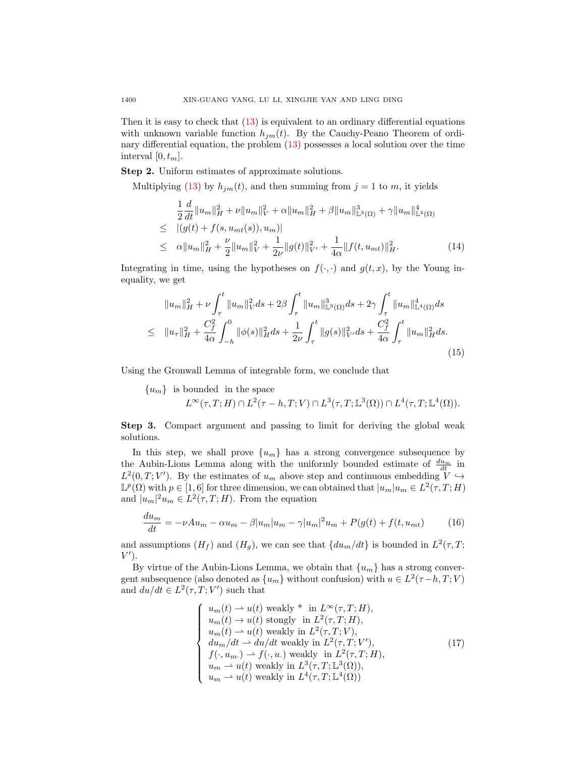Then it is easy to check that (13) is equivalent to an ordinary differential equations with unknown variable function $h_{jm}(t)$. By the Cauchy-Peano Theorem of ordinary differential equation, the problem (13) possesses a local solution over the time interval $[0, t_m]$.

**Step 2.** Uniform estimates of approximate solutions.

Multiplying (13) by $h_{jm}(t)$, and then summing from $j = 1$ to $m$, it yields

$$
\begin{aligned}
& \frac{1}{2}\frac{d}{dt}\|u_m\|_H^2 + \nu\|u_m\|_V^2 + \alpha\|u_m\|_H^2 + \beta\|u_m\|_{\mathbb{L}^3(\Omega)}^3 + \gamma\|u_m\|_{\mathbb{L}^4(\Omega)}^4 \\
\leq \quad & |(g(t) + f(s, u_{mt}(s)), u_m)| \\
\leq \quad & \alpha\|u_m\|_H^2 + \frac{\nu}{2}\|u_m\|_V^2 + \frac{1}{2\nu}\|g(t)\|_{V'}^2 + \frac{1}{4\alpha}\|f(t, u_{mt})\|_H^2. \qquad (14)
\end{aligned}
$$

Integrating in time, using the hypotheses on $f(\cdot,\cdot)$ and $g(t,x)$, by the Young inequality, we get

$$
\begin{aligned}
& \|u_m\|_H^2 + \nu\int_\tau^t \|u_m\|_V^2 ds + 2\beta\int_\tau^t \|u_m\|_{\mathbb{L}^3(\Omega)}^3 ds + 2\gamma\int_\tau^t \|u_m\|_{\mathbb{L}^4(\Omega)}^4 ds \\
\leq \quad & \|u_\tau\|_H^2 + \frac{C_f^2}{4\alpha}\int_{-h}^0 \|\phi(s)\|_H^2 ds + \frac{1}{2\nu}\int_\tau^t \|g(s)\|_{V'}^2 ds + \frac{C_f^2}{4\alpha}\int_\tau^t \|u_m\|_H^2 ds. \qquad (15)
\end{aligned}
$$

Using the Gronwall Lemma of integrable form, we conclude that

$$
\{u_m\} \text{ is bounded in the space } L^\infty(\tau, T; H) \cap L^2(\tau - h, T; V) \cap L^3(\tau, T; \mathbb{L}^3(\Omega)) \cap L^4(\tau, T; \mathbb{L}^4(\Omega)).
$$

**Step 3.** Compact argument and passing to limit for deriving the global weak solutions.

In this step, we shall prove $\{u_m\}$ has a strong convergence subsequence by the Aubin-Lions Lemma along with the uniformly bounded estimate of $\frac{du_m}{dt}$ in $L^2(0, T; V')$. By the estimates of $u_m$ above step and continuous embedding $V \hookrightarrow \mathbb{L}^p(\Omega)$ with $p \in [1, 6]$ for three dimension, we can obtained that $|u_m|u_m \in L^2(\tau, T; H)$ and $|u_m|^2 u_m \in L^2(\tau, T; H)$. From the equation

$$
\frac{du_m}{dt} = -\nu A u_m - \alpha u_m - \beta|u_m|u_m - \gamma|u_m|^2 u_m + P(g(t) + f(t, u_{mt}) \qquad (16)
$$

and assumptions $(H_f)$ and $(H_g)$, we can see that $\{du_m/dt\}$ is bounded in $L^2(\tau, T; V')$.

By virtue of the Aubin-Lions Lemma, we obtain that $\{u_m\}$ has a strong convergent subsequence (also denoted as $\{u_m\}$ without confusion) with $u \in L^2(\tau - h, T; V)$ and $du/dt \in L^2(\tau, T; V')$ such that

$$
\begin{cases}
u_m(t) \rightharpoonup u(t) \text{ weakly * in } L^\infty(\tau, T; H), \\
u_m(t) \to u(t) \text{ stongly in } L^2(\tau, T; H), \\
u_m(t) \rightharpoonup u(t) \text{ weakly in } L^2(\tau, T; V), \\
du_m/dt \rightharpoonup du/dt \text{ weakly in } L^2(\tau, T; V'), \\
f(\cdot, u_{m\cdot}) \rightharpoonup f(\cdot, u_\cdot) \text{ weakly in } L^2(\tau, T; H), \\
u_m \rightharpoonup u(t) \text{ weakly in } L^3(\tau, T; \mathbb{L}^3(\Omega)), \\
u_m \rightharpoonup u(t) \text{ weakly in } L^4(\tau, T; \mathbb{L}^4(\Omega))
\end{cases} \qquad (17)
$$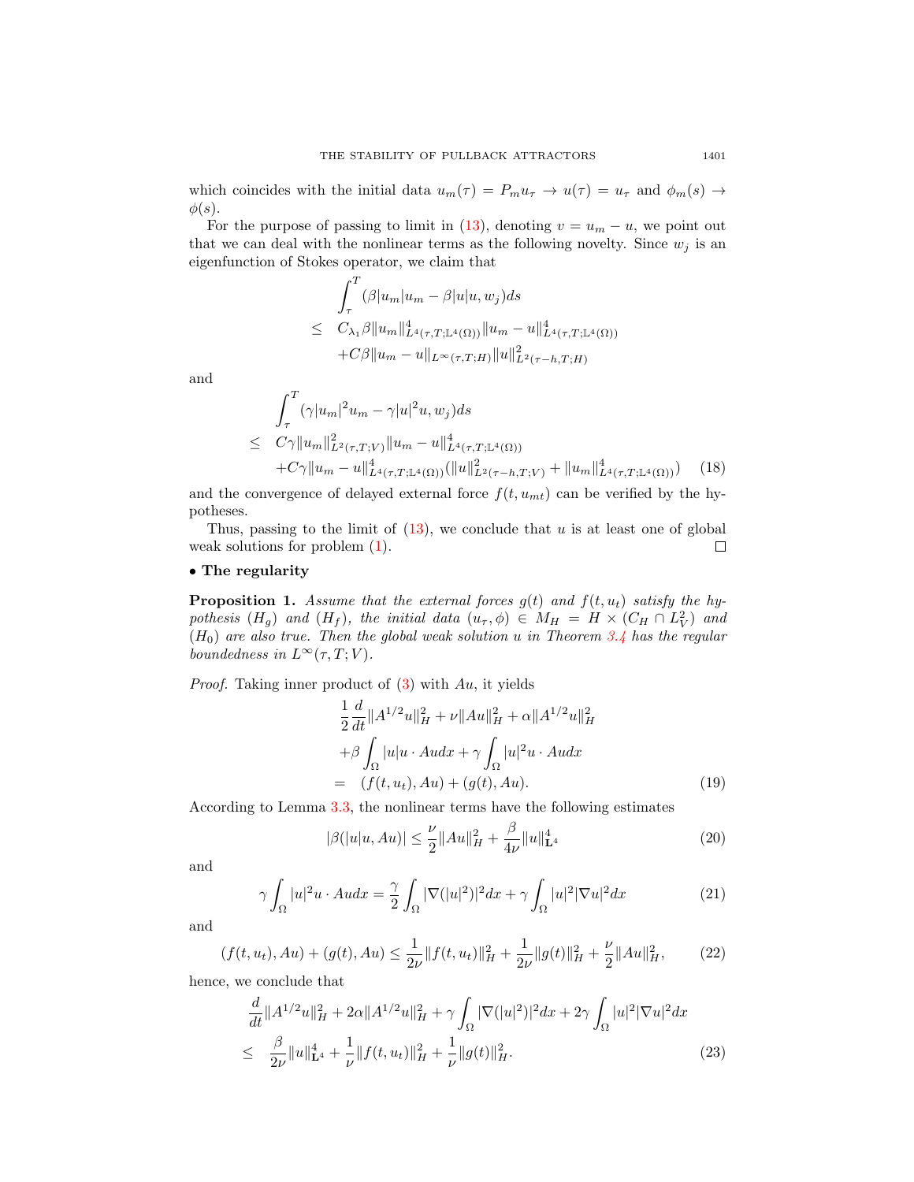which coincides with the initial data $u_m(\tau) = P_m u_\tau \to u(\tau) = u_\tau$ and $\phi_m(s) \to \phi(s)$.

For the purpose of passing to limit in (13), denoting $v = u_m - u$, we point out that we can deal with the nonlinear terms as the following novelty. Since $w_j$ is an eigenfunction of Stokes operator, we claim that

$$
\begin{aligned}
&\int_\tau^T (\beta|u_m|u_m - \beta|u|u, w_j)ds \\
\leq\ & C_{\lambda_1}\beta\|u_m\|^4_{L^4(\tau,T;\mathbb{L}^4(\Omega))}\|u_m - u\|^4_{L^4(\tau,T;\mathbb{L}^4(\Omega))} \\
&+ C\beta\|u_m - u\|_{L^\infty(\tau,T;H)}\|u\|^2_{L^2(\tau-h,T;H)}
\end{aligned}
$$

and

$$
\begin{aligned}
&\int_\tau^T (\gamma|u_m|^2 u_m - \gamma|u|^2 u, w_j)ds \\
\leq\ & C\gamma\|u_m\|^2_{L^2(\tau,T;V)}\|u_m - u\|^4_{L^4(\tau,T;\mathbb{L}^4(\Omega))} \\
&+ C\gamma\|u_m - u\|^4_{L^4(\tau,T;\mathbb{L}^4(\Omega))}(\|u\|^2_{L^2(\tau-h,T;V)} + \|u_m\|^4_{L^4(\tau,T;\mathbb{L}^4(\Omega))}) \qquad (18)
\end{aligned}
$$

and the convergence of delayed external force $f(t, u_{mt})$ can be verified by the hypotheses.

Thus, passing to the limit of (13), we conclude that $u$ is at least one of global weak solutions for problem (1). ◻

**• The regularity**

**Proposition 1.** *Assume that the external forces $g(t)$ and $f(t, u_t)$ satisfy the hypothesis $(H_g)$ and $(H_f)$, the initial data $(u_\tau, \phi) \in M_H = H \times (C_H \cap L^2_V)$ and $(H_0)$ are also true. Then the global weak solution $u$ in Theorem 3.4 has the regular boundedness in $L^\infty(\tau, T; V)$.*

*Proof.* Taking inner product of (3) with $Au$, it yields

$$
\begin{aligned}
&\frac{1}{2}\frac{d}{dt}\|A^{1/2}u\|^2_H + \nu\|Au\|^2_H + \alpha\|A^{1/2}u\|^2_H \\
&+\beta\int_\Omega |u|u\cdot Au dx + \gamma\int_\Omega |u|^2 u\cdot Au dx \\
=\ & (f(t, u_t), Au) + (g(t), Au). \qquad (19)
\end{aligned}
$$

According to Lemma 3.3, the nonlinear terms have the following estimates

$$
|\beta(|u|u, Au)| \leq \frac{\nu}{2}\|Au\|^2_H + \frac{\beta}{4\nu}\|u\|^4_{\mathbf{L}^4} \qquad (20)
$$

and

$$
\gamma\int_\Omega |u|^2 u\cdot Au dx = \frac{\gamma}{2}\int_\Omega |\nabla(|u|^2)|^2 dx + \gamma\int_\Omega |u|^2|\nabla u|^2 dx \qquad (21)
$$

and

$$
(f(t, u_t), Au) + (g(t), Au) \leq \frac{1}{2\nu}\|f(t, u_t)\|^2_H + \frac{1}{2\nu}\|g(t)\|^2_H + \frac{\nu}{2}\|Au\|^2_H, \qquad (22)
$$

hence, we conclude that

$$
\begin{aligned}
&\frac{d}{dt}\|A^{1/2}u\|^2_H + 2\alpha\|A^{1/2}u\|^2_H + \gamma\int_\Omega |\nabla(|u|^2)|^2 dx + 2\gamma\int_\Omega |u|^2|\nabla u|^2 dx \\
\leq\ & \frac{\beta}{2\nu}\|u\|^4_{\mathbf{L}^4} + \frac{1}{\nu}\|f(t, u_t)\|^2_H + \frac{1}{\nu}\|g(t)\|^2_H. \qquad (23)
\end{aligned}
$$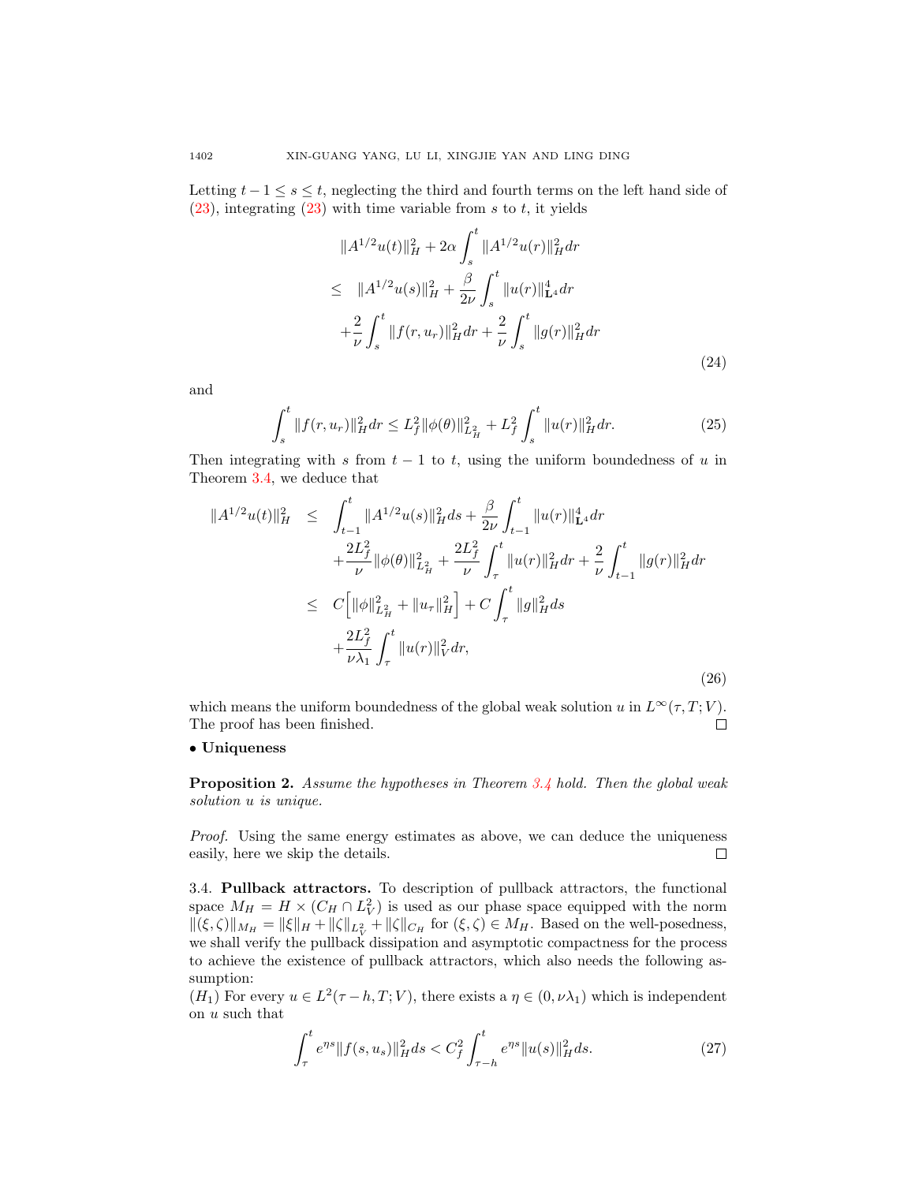Letting $t-1 \leq s \leq t$, neglecting the third and fourth terms on the left hand side of (23), integrating (23) with time variable from $s$ to $t$, it yields

$$
\begin{aligned}
&\|A^{1/2}u(t)\|_H^2 + 2\alpha \int_s^t \|A^{1/2}u(r)\|_H^2 dr \\
\leq\ & \|A^{1/2}u(s)\|_H^2 + \frac{\beta}{2\nu}\int_s^t \|u(r)\|_{\mathbf{L}^4}^4 dr \\
&+ \frac{2}{\nu}\int_s^t \|f(r,u_r)\|_H^2 dr + \frac{2}{\nu}\int_s^t \|g(r)\|_H^2 dr
\end{aligned}
\tag{24}
$$

and

$$
\int_s^t \|f(r,u_r)\|_H^2 dr \leq L_f^2 \|\phi(\theta)\|_{L_H^2}^2 + L_f^2 \int_s^t \|u(r)\|_H^2 dr. \tag{25}
$$

Then integrating with $s$ from $t-1$ to $t$, using the uniform boundedness of $u$ in Theorem 3.4, we deduce that

$$
\begin{aligned}
\|A^{1/2}u(t)\|_H^2 \leq\ & \int_{t-1}^t \|A^{1/2}u(s)\|_H^2 ds + \frac{\beta}{2\nu}\int_{t-1}^t \|u(r)\|_{\mathbf{L}^4}^4 dr \\
&+ \frac{2L_f^2}{\nu}\|\phi(\theta)\|_{L_H^2}^2 + \frac{2L_f^2}{\nu}\int_\tau^t \|u(r)\|_H^2 dr + \frac{2}{\nu}\int_{t-1}^t \|g(r)\|_H^2 dr \\
\leq\ & C\Big[\|\phi\|_{L_H^2}^2 + \|u_\tau\|_H^2\Big] + C\int_\tau^t \|g\|_H^2 ds \\
&+ \frac{2L_f^2}{\nu\lambda_1}\int_\tau^t \|u(r)\|_V^2 dr,
\end{aligned}
\tag{26}
$$

which means the uniform boundedness of the global weak solution $u$ in $L^\infty(\tau, T; V)$. The proof has been finished. ∎

• **Uniqueness**

**Proposition 2.** *Assume the hypotheses in Theorem 3.4 hold. Then the global weak solution $u$ is unique.*

*Proof.* Using the same energy estimates as above, we can deduce the uniqueness easily, here we skip the details. ∎

3.4. **Pullback attractors.** To description of pullback attractors, the functional space $M_H = H \times (C_H \cap L_V^2)$ is used as our phase space equipped with the norm $\|(\xi,\zeta)\|_{M_H} = \|\xi\|_H + \|\zeta\|_{L_V^2} + \|\zeta\|_{C_H}$ for $(\xi,\zeta) \in M_H$. Based on the well-posedness, we shall verify the pullback dissipation and asymptotic compactness for the process to achieve the existence of pullback attractors, which also needs the following assumption:

$(H_1)$ For every $u \in L^2(\tau - h, T; V)$, there exists a $\eta \in (0, \nu\lambda_1)$ which is independent on $u$ such that

$$
\int_\tau^t e^{\eta s}\|f(s,u_s)\|_H^2 ds < C_f^2 \int_{\tau-h}^t e^{\eta s}\|u(s)\|_H^2 ds. \tag{27}
$$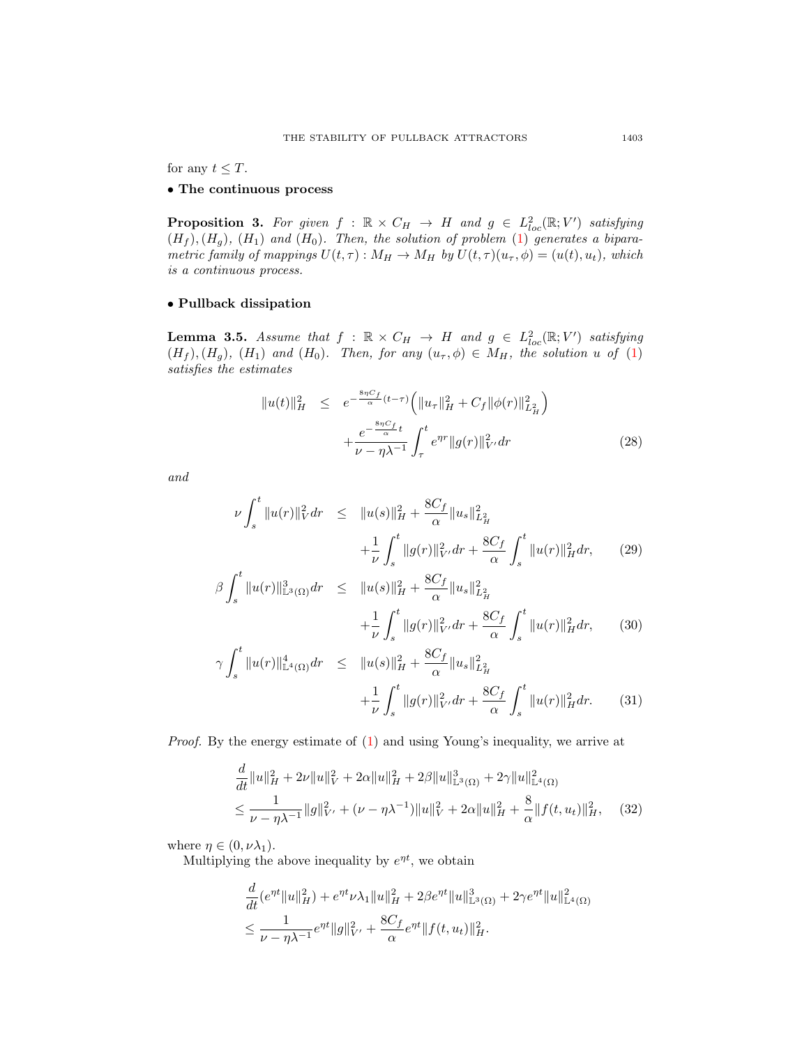for any $t \leq T$.

**• The continuous process**

**Proposition 3.** *For given $f : \mathbb{R} \times C_H \to H$ and $g \in L^2_{loc}(\mathbb{R}; V')$ satisfying $(H_f), (H_g)$, $(H_1)$ and $(H_0)$. Then, the solution of problem (1) generates a biparametric family of mappings $U(t,\tau) : M_H \to M_H$ by $U(t,\tau)(u_\tau, \phi) = (u(t), u_t)$, which is a continuous process.*

**• Pullback dissipation**

**Lemma 3.5.** *Assume that $f : \mathbb{R} \times C_H \to H$ and $g \in L^2_{loc}(\mathbb{R}; V')$ satisfying $(H_f), (H_g)$, $(H_1)$ and $(H_0)$. Then, for any $(u_\tau, \phi) \in M_H$, the solution $u$ of (1) satisfies the estimates*

$$
\begin{aligned}
\|u(t)\|_H^2 \quad &\leq \quad e^{-\frac{8\eta C_f}{\alpha}(t-\tau)}\Big(\|u_\tau\|_H^2 + C_f\|\phi(r)\|_{L_H^2}^2\Big) \\
&\quad + \frac{e^{-\frac{8\eta C_f}{\alpha}t}}{\nu - \eta\lambda^{-1}}\int_\tau^t e^{\eta r}\|g(r)\|_{V'}^2 dr \qquad (28)
\end{aligned}
$$

*and*

$$
\begin{aligned}
\nu\int_s^t \|u(r)\|_V^2 dr \quad &\leq \quad \|u(s)\|_H^2 + \frac{8C_f}{\alpha}\|u_s\|_{L_H^2}^2 \\
&\quad + \frac{1}{\nu}\int_s^t \|g(r)\|_{V'}^2 dr + \frac{8C_f}{\alpha}\int_s^t \|u(r)\|_H^2 dr, \qquad (29) \\
\beta\int_s^t \|u(r)\|_{\mathbb{L}^3(\Omega)}^3 dr \quad &\leq \quad \|u(s)\|_H^2 + \frac{8C_f}{\alpha}\|u_s\|_{L_H^2}^2 \\
&\quad + \frac{1}{\nu}\int_s^t \|g(r)\|_{V'}^2 dr + \frac{8C_f}{\alpha}\int_s^t \|u(r)\|_H^2 dr, \qquad (30) \\
\gamma\int_s^t \|u(r)\|_{\mathbb{L}^4(\Omega)}^4 dr \quad &\leq \quad \|u(s)\|_H^2 + \frac{8C_f}{\alpha}\|u_s\|_{L_H^2}^2 \\
&\quad + \frac{1}{\nu}\int_s^t \|g(r)\|_{V'}^2 dr + \frac{8C_f}{\alpha}\int_s^t \|u(r)\|_H^2 dr. \qquad (31)
\end{aligned}
$$

*Proof.* By the energy estimate of (1) and using Young's inequality, we arrive at

$$
\begin{aligned}
&\frac{d}{dt}\|u\|_H^2 + 2\nu\|u\|_V^2 + 2\alpha\|u\|_H^2 + 2\beta\|u\|_{\mathbb{L}^3(\Omega)}^3 + 2\gamma\|u\|_{\mathbb{L}^4(\Omega)}^2 \\
&\leq \frac{1}{\nu - \eta\lambda^{-1}}\|g\|_{V'}^2 + (\nu - \eta\lambda^{-1})\|u\|_V^2 + 2\alpha\|u\|_H^2 + \frac{8}{\alpha}\|f(t,u_t)\|_H^2, \qquad (32)
\end{aligned}
$$

where $\eta \in (0, \nu\lambda_1)$.

Multiplying the above inequality by $e^{\eta t}$, we obtain

$$
\begin{aligned}
&\frac{d}{dt}(e^{\eta t}\|u\|_H^2) + e^{\eta t}\nu\lambda_1\|u\|_H^2 + 2\beta e^{\eta t}\|u\|_{\mathbb{L}^3(\Omega)}^3 + 2\gamma e^{\eta t}\|u\|_{\mathbb{L}^4(\Omega)}^2 \\
&\leq \frac{1}{\nu - \eta\lambda^{-1}}e^{\eta t}\|g\|_{V'}^2 + \frac{8C_f}{\alpha}e^{\eta t}\|f(t,u_t)\|_H^2.
\end{aligned}
$$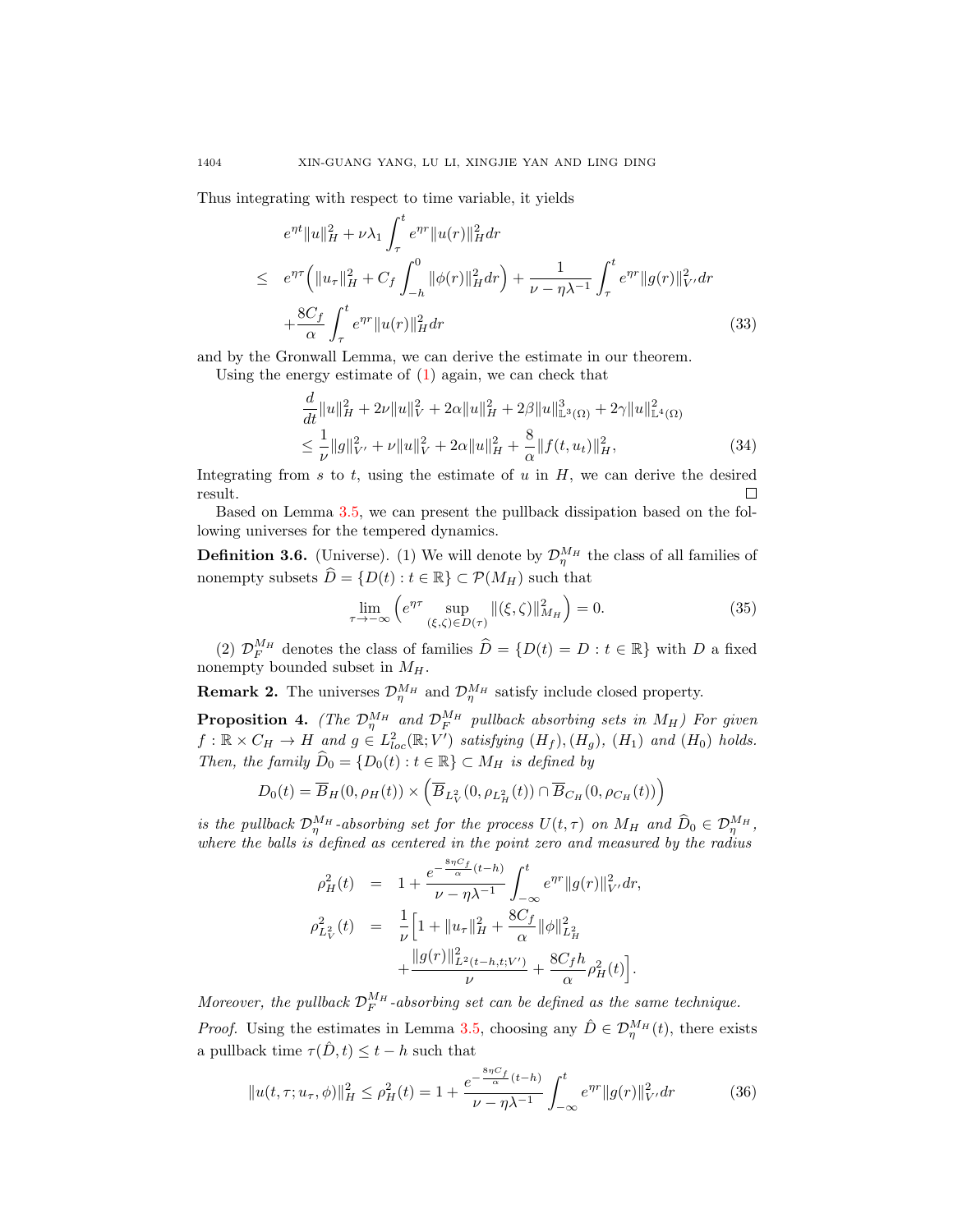Thus integrating with respect to time variable, it yields

$$
\begin{aligned}
& e^{\eta t}\|u\|_H^2 + \nu\lambda_1 \int_\tau^t e^{\eta r}\|u(r)\|_H^2 dr \\
\leq \;& e^{\eta\tau}\Big(\|u_\tau\|_H^2 + C_f \int_{-h}^0 \|\phi(r)\|_H^2 dr\Big) + \frac{1}{\nu - \eta\lambda^{-1}} \int_\tau^t e^{\eta r}\|g(r)\|_{V'}^2 dr \\
& + \frac{8C_f}{\alpha} \int_\tau^t e^{\eta r}\|u(r)\|_H^2 dr
\end{aligned} \tag{33}
$$

and by the Gronwall Lemma, we can derive the estimate in our theorem.

Using the energy estimate of (1) again, we can check that

$$
\begin{aligned}
& \frac{d}{dt}\|u\|_H^2 + 2\nu\|u\|_V^2 + 2\alpha\|u\|_H^2 + 2\beta\|u\|_{\mathbb{L}^3(\Omega)}^3 + 2\gamma\|u\|_{\mathbb{L}^4(\Omega)}^2 \\
& \leq \frac{1}{\nu}\|g\|_{V'}^2 + \nu\|u\|_V^2 + 2\alpha\|u\|_H^2 + \frac{8}{\alpha}\|f(t,u_t)\|_H^2,
\end{aligned} \tag{34}
$$

Integrating from $s$ to $t$, using the estimate of $u$ in $H$, we can derive the desired result. ∎

Based on Lemma 3.5, we can present the pullback dissipation based on the following universes for the tempered dynamics.

**Definition 3.6.** (Universe). (1) We will denote by $\mathcal{D}_\eta^{M_H}$ the class of all families of nonempty subsets $\widehat{D} = \{D(t) : t \in \mathbb{R}\} \subset \mathcal{P}(M_H)$ such that

$$
\lim_{\tau\to-\infty}\Big(e^{\eta\tau} \sup_{(\xi,\zeta)\in D(\tau)} \|(\xi,\zeta)\|_{M_H}^2\Big) = 0. \tag{35}
$$

(2) $\mathcal{D}_F^{M_H}$ denotes the class of families $\widehat{D} = \{D(t) = D : t \in \mathbb{R}\}$ with $D$ a fixed nonempty bounded subset in $M_H$.

**Remark 2.** The universes $\mathcal{D}_\eta^{M_H}$ and $\mathcal{D}_\eta^{M_H}$ satisfy include closed property.

**Proposition 4.** *(The $\mathcal{D}_\eta^{M_H}$ and $\mathcal{D}_F^{M_H}$ pullback absorbing sets in $M_H$) For given $f : \mathbb{R} \times C_H \to H$ and $g \in L^2_{loc}(\mathbb{R}; V')$ satisfying $(H_f)$, $(H_g)$, $(H_1)$ and $(H_0)$ holds. Then, the family $\widehat{D}_0 = \{D_0(t) : t \in \mathbb{R}\} \subset M_H$ is defined by*

$$
D_0(t) = \overline{B}_H(0, \rho_H(t)) \times \Big(\overline{B}_{L_V^2}(0, \rho_{L_H^2}(t)) \cap \overline{B}_{C_H}(0, \rho_{C_H}(t))\Big)
$$

*is the pullback $\mathcal{D}_\eta^{M_H}$-absorbing set for the process $U(t,\tau)$ on $M_H$ and $\widehat{D}_0 \in \mathcal{D}_\eta^{M_H}$, where the balls is defined as centered in the point zero and measured by the radius*

$$
\begin{aligned}
\rho_H^2(t) &= 1 + \frac{e^{-\frac{8\eta C_f}{\alpha}(t-h)}}{\nu - \eta\lambda^{-1}} \int_{-\infty}^t e^{\eta r}\|g(r)\|_{V'}^2 dr, \\
\rho_{L_V^2}^2(t) &= \frac{1}{\nu}\Big[1 + \|u_\tau\|_H^2 + \frac{8C_f}{\alpha}\|\phi\|_{L_H^2}^2 \\
&\quad + \frac{\|g(r)\|_{L^2(t-h,t;V')}^2}{\nu} + \frac{8C_f h}{\alpha}\rho_H^2(t)\Big].
\end{aligned}
$$

*Moreover, the pullback $\mathcal{D}_F^{M_H}$-absorbing set can be defined as the same technique.*

*Proof.* Using the estimates in Lemma 3.5, choosing any $\hat{D} \in \mathcal{D}_\eta^{M_H}(t)$, there exists a pullback time $\tau(\hat{D}, t) \leq t - h$ such that

$$
\|u(t,\tau;u_\tau,\phi)\|_H^2 \leq \rho_H^2(t) = 1 + \frac{e^{-\frac{8\eta C_f}{\alpha}(t-h)}}{\nu - \eta\lambda^{-1}} \int_{-\infty}^t e^{\eta r}\|g(r)\|_{V'}^2 dr \tag{36}
$$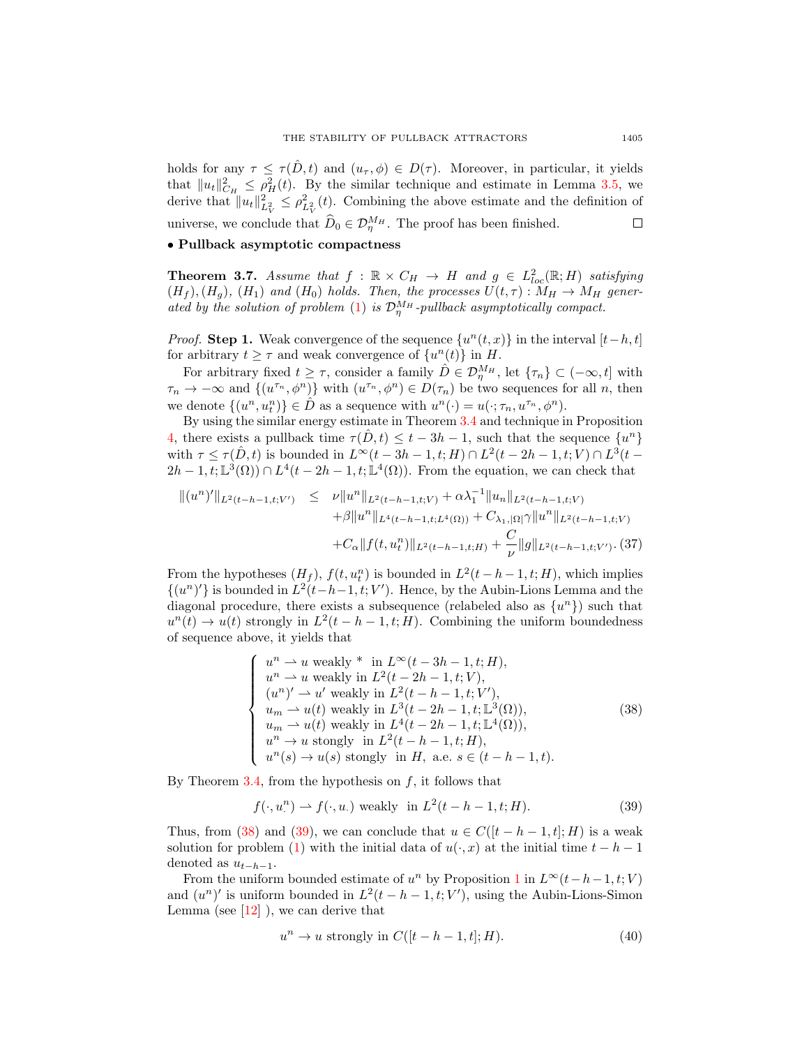holds for any $\tau \leq \tau(\hat{D}, t)$ and $(u_\tau, \phi) \in D(\tau)$. Moreover, in particular, it yields that $\|u_t\|_{C_H}^2 \leq \rho_H^2(t)$. By the similar technique and estimate in Lemma 3.5, we derive that $\|u_t\|_{L_V^2}^2 \leq \rho_{L_V^2}^2(t)$. Combining the above estimate and the definition of universe, we conclude that $\widehat{D}_0 \in \mathcal{D}_\eta^{M_H}$. The proof has been finished. ∎

• **Pullback asymptotic compactness**

**Theorem 3.7.** *Assume that $f : \mathbb{R} \times C_H \to H$ and $g \in L^2_{loc}(\mathbb{R}; H)$ satisfying $(H_f)$, $(H_g)$, $(H_1)$ and $(H_0)$ holds. Then, the processes $U(t,\tau) : M_H \to M_H$ generated by the solution of problem (1) is $\mathcal{D}_\eta^{M_H}$-pullback asymptotically compact.*

*Proof.* **Step 1.** Weak convergence of the sequence $\{u^n(t,x)\}$ in the interval $[t-h,t]$ for arbitrary $t \geq \tau$ and weak convergence of $\{u^n(t)\}$ in $H$.

For arbitrary fixed $t \geq \tau$, consider a family $\hat{D} \in \mathcal{D}_\eta^{M_H}$, let $\{\tau_n\} \subset (-\infty, t]$ with $\tau_n \to -\infty$ and $\{(u^{\tau_n}, \phi^n)\}$ with $(u^{\tau_n}, \phi^n) \in D(\tau_n)$ be two sequences for all $n$, then we denote $\{(u^n, u^n_t)\} \in \hat{D}$ as a sequence with $u^n(\cdot) = u(\cdot; \tau_n, u^{\tau_n}, \phi^n)$.

By using the similar energy estimate in Theorem 3.4 and technique in Proposition 4, there exists a pullback time $\tau(\hat{D}, t) \leq t - 3h - 1$, such that the sequence $\{u^n\}$ with $\tau \leq \tau(\hat{D}, t)$ is bounded in $L^\infty(t-3h-1, t; H) \cap L^2(t-2h-1, t; V) \cap L^3(t-2h-1, t; \mathbb{L}^3(\Omega)) \cap L^4(t-2h-1, t; \mathbb{L}^4(\Omega))$. From the equation, we can check that

$$
\begin{aligned}
\|(u^n)'\|_{L^2(t-h-1,t;V')} \quad \leq \quad & \nu \|u^n\|_{L^2(t-h-1,t;V)} + \alpha \lambda_1^{-1} \|u_n\|_{L^2(t-h-1,t;V)} \\
& + \beta \|u^n\|_{L^4(t-h-1,t;L^4(\Omega))} + C_{\lambda_1, |\Omega|} \gamma \|u^n\|_{L^2(t-h-1,t;V)} \\
& + C_\alpha \|f(t, u^n_t)\|_{L^2(t-h-1,t;H)} + \frac{C}{\nu} \|g\|_{L^2(t-h-1,t;V')}. \quad (37)
\end{aligned}
$$

From the hypotheses $(H_f)$, $f(t, u^n_t)$ is bounded in $L^2(t-h-1, t; H)$, which implies $\{(u^n)'\}$ is bounded in $L^2(t-h-1, t; V')$. Hence, by the Aubin-Lions Lemma and the diagonal procedure, there exists a subsequence (relabeled also as $\{u^n\}$) such that $u^n(t) \to u(t)$ strongly in $L^2(t-h-1, t; H)$. Combining the uniform boundedness of sequence above, it yields that

$$
\begin{cases}
u^n \rightharpoonup u \text{ weakly * in } L^\infty(t-3h-1, t; H), \\
u^n \rightharpoonup u \text{ weakly in } L^2(t-2h-1, t; V), \\
(u^n)' \rightharpoonup u' \text{ weakly in } L^2(t-h-1, t; V'), \\
u_m \rightharpoonup u(t) \text{ weakly in } L^3(t-2h-1, t; \mathbb{L}^3(\Omega)), \\
u_m \rightharpoonup u(t) \text{ weakly in } L^4(t-2h-1, t; \mathbb{L}^4(\Omega)), \\
u^n \to u \text{ stongly in } L^2(t-h-1, t; H), \\
u^n(s) \to u(s) \text{ stongly in } H, \text{ a.e. } s \in (t-h-1, t).
\end{cases}
\quad (38)
$$

By Theorem 3.4, from the hypothesis on $f$, it follows that

$$
f(\cdot, u^n_\cdot) \rightharpoonup f(\cdot, u_\cdot) \text{ weakly in } L^2(t-h-1, t; H). \quad (39)
$$

Thus, from (38) and (39), we can conclude that $u \in C([t-h-1, t]; H)$ is a weak solution for problem (1) with the initial data of $u(\cdot, x)$ at the initial time $t-h-1$ denoted as $u_{t-h-1}$.

From the uniform bounded estimate of $u^n$ by Proposition 1 in $L^\infty(t-h-1, t; V)$ and $(u^n)'$ is uniform bounded in $L^2(t-h-1, t; V')$, using the Aubin-Lions-Simon Lemma (see [12] ), we can derive that

$$
u^n \to u \text{ strongly in } C([t-h-1, t]; H). \quad (40)
$$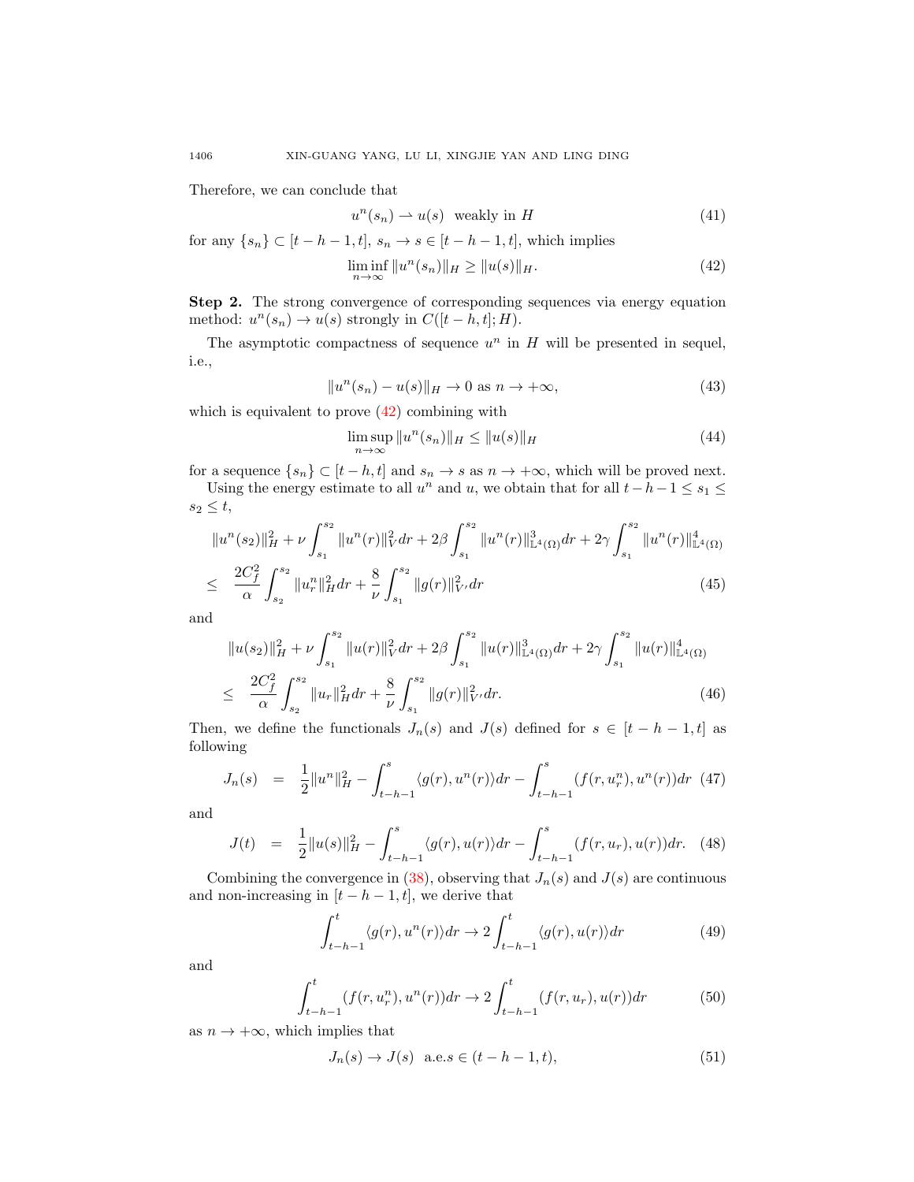Therefore, we can conclude that

$$u^n(s_n) \rightharpoonup u(s) \;\; \text{weakly in } H \tag{41}$$

for any $\{s_n\} \subset [t-h-1,t]$, $s_n \to s \in [t-h-1,t]$, which implies

$$\liminf_{n\to\infty} \|u^n(s_n)\|_H \geq \|u(s)\|_H. \tag{42}$$

**Step 2.** The strong convergence of corresponding sequences via energy equation method: $u^n(s_n) \to u(s)$ strongly in $C([t-h,t];H)$.

The asymptotic compactness of sequence $u^n$ in $H$ will be presented in sequel, i.e.,

$$\|u^n(s_n) - u(s)\|_H \to 0 \text{ as } n \to +\infty, \tag{43}$$

which is equivalent to prove (42) combining with

$$\limsup_{n\to\infty} \|u^n(s_n)\|_H \leq \|u(s)\|_H \tag{44}$$

for a sequence $\{s_n\} \subset [t-h,t]$ and $s_n \to s$ as $n \to +\infty$, which will be proved next.

Using the energy estimate to all $u^n$ and $u$, we obtain that for all $t-h-1 \leq s_1 \leq s_2 \leq t$,

$$\begin{aligned}
&\|u^n(s_2)\|_H^2 + \nu \int_{s_1}^{s_2} \|u^n(r)\|_V^2 dr + 2\beta \int_{s_1}^{s_2} \|u^n(r)\|_{\mathbb{L}^4(\Omega)}^3 dr + 2\gamma \int_{s_1}^{s_2} \|u^n(r)\|_{\mathbb{L}^4(\Omega)}^4 \\
\leq\;& \frac{2C_f^2}{\alpha} \int_{s_2}^{s_2} \|u_r^n\|_H^2 dr + \frac{8}{\nu} \int_{s_1}^{s_2} \|g(r)\|_{V'}^2 dr
\end{aligned} \tag{45}$$

and

$$\begin{aligned}
&\|u(s_2)\|_H^2 + \nu \int_{s_1}^{s_2} \|u(r)\|_V^2 dr + 2\beta \int_{s_1}^{s_2} \|u(r)\|_{\mathbb{L}^4(\Omega)}^3 dr + 2\gamma \int_{s_1}^{s_2} \|u(r)\|_{\mathbb{L}^4(\Omega)}^4 \\
\leq\;& \frac{2C_f^2}{\alpha} \int_{s_2}^{s_2} \|u_r\|_H^2 dr + \frac{8}{\nu} \int_{s_1}^{s_2} \|g(r)\|_{V'}^2 dr.
\end{aligned} \tag{46}$$

Then, we define the functionals $J_n(s)$ and $J(s)$ defined for $s \in [t-h-1,t]$ as following

$$J_n(s) \;\; = \;\; \frac{1}{2}\|u^n\|_H^2 - \int_{t-h-1}^{s} \langle g(r), u^n(r)\rangle dr - \int_{t-h-1}^{s} (f(r,u_r^n), u^n(r)) dr \tag{47}$$

and

$$J(t) \;\; = \;\; \frac{1}{2}\|u(s)\|_H^2 - \int_{t-h-1}^{s} \langle g(r), u(r)\rangle dr - \int_{t-h-1}^{s} (f(r,u_r), u(r)) dr. \tag{48}$$

Combining the convergence in (38), observing that $J_n(s)$ and $J(s)$ are continuous and non-increasing in $[t-h-1,t]$, we derive that

$$\int_{t-h-1}^{t} \langle g(r), u^n(r)\rangle dr \to 2\int_{t-h-1}^{t} \langle g(r), u(r)\rangle dr \tag{49}$$

and

$$\int_{t-h-1}^{t} (f(r,u_r^n), u^n(r)) dr \to 2\int_{t-h-1}^{t} (f(r,u_r), u(r)) dr \tag{50}$$

as $n \to +\infty$, which implies that

$$J_n(s) \to J(s) \;\; \text{a.e.} s \in (t-h-1,t), \tag{51}$$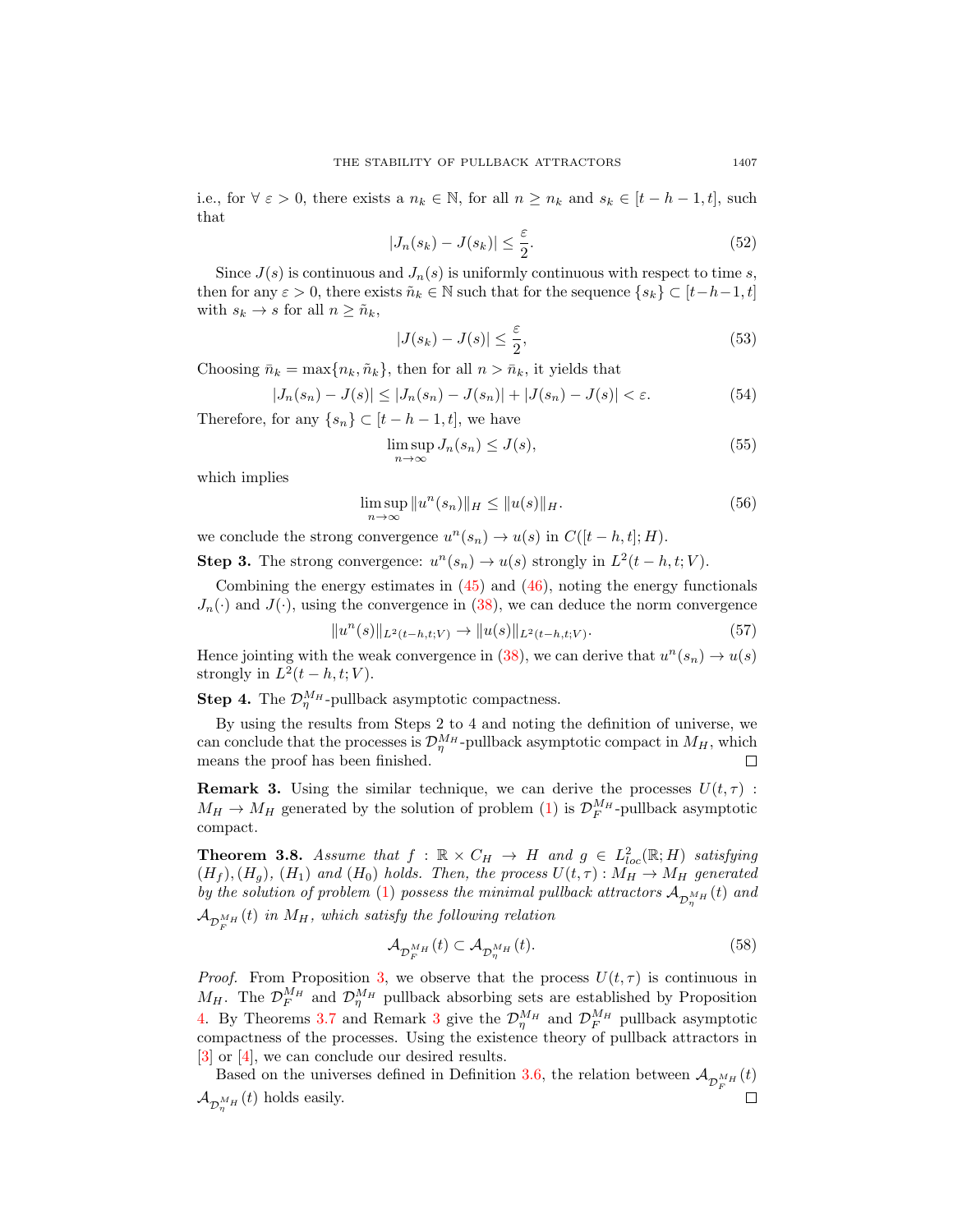i.e., for $\forall\ \varepsilon > 0$, there exists a $n_k \in \mathbb{N}$, for all $n \geq n_k$ and $s_k \in [t-h-1, t]$, such that

$$|J_n(s_k) - J(s_k)| \leq \frac{\varepsilon}{2}. \tag{52}$$

Since $J(s)$ is continuous and $J_n(s)$ is uniformly continuous with respect to time $s$, then for any $\varepsilon > 0$, there exists $\tilde{n}_k \in \mathbb{N}$ such that for the sequence $\{s_k\} \subset [t-h-1, t]$ with $s_k \to s$ for all $n \geq \tilde{n}_k$,

$$|J(s_k) - J(s)| \leq \frac{\varepsilon}{2}, \tag{53}$$

Choosing $\bar{n}_k = \max\{n_k, \tilde{n}_k\}$, then for all $n > \bar{n}_k$, it yields that

$$|J_n(s_n) - J(s)| \leq |J_n(s_n) - J(s_n)| + |J(s_n) - J(s)| < \varepsilon. \tag{54}$$

Therefore, for any $\{s_n\} \subset [t-h-1, t]$, we have

$$\limsup_{n\to\infty} J_n(s_n) \leq J(s), \tag{55}$$

which implies

$$\limsup_{n\to\infty} \|u^n(s_n)\|_H \leq \|u(s)\|_H. \tag{56}$$

we conclude the strong convergence $u^n(s_n) \to u(s)$ in $C([t-h, t]; H)$.

**Step 3.** The strong convergence: $u^n(s_n) \to u(s)$ strongly in $L^2(t-h, t; V)$.

Combining the energy estimates in (45) and (46), noting the energy functionals $J_n(\cdot)$ and $J(\cdot)$, using the convergence in (38), we can deduce the norm convergence

$$\|u^n(s)\|_{L^2(t-h,t;V)} \to \|u(s)\|_{L^2(t-h,t;V)}. \tag{57}$$

Hence jointing with the weak convergence in (38), we can derive that $u^n(s_n) \to u(s)$ strongly in $L^2(t-h, t; V)$.

**Step 4.** The $\mathcal{D}_\eta^{M_H}$-pullback asymptotic compactness.

By using the results from Steps 2 to 4 and noting the definition of universe, we can conclude that the processes is $\mathcal{D}_\eta^{M_H}$-pullback asymptotic compact in $M_H$, which means the proof has been finished. $\square$

**Remark 3.** Using the similar technique, we can derive the processes $U(t, \tau) : M_H \to M_H$ generated by the solution of problem (1) is $\mathcal{D}_F^{M_H}$-pullback asymptotic compact.

**Theorem 3.8.** *Assume that $f : \mathbb{R} \times C_H \to H$ and $g \in L^2_{loc}(\mathbb{R}; H)$ satisfying $(H_f), (H_g)$, $(H_1)$ and $(H_0)$ holds. Then, the process $U(t, \tau) : M_H \to M_H$ generated by the solution of problem (1) possess the minimal pullback attractors $\mathcal{A}_{\mathcal{D}_\eta^{M_H}}(t)$ and $\mathcal{A}_{\mathcal{D}_F^{M_H}}(t)$ in $M_H$, which satisfy the following relation*

$$\mathcal{A}_{\mathcal{D}_F^{M_H}}(t) \subset \mathcal{A}_{\mathcal{D}_\eta^{M_H}}(t). \tag{58}$$

*Proof.* From Proposition 3, we observe that the process $U(t, \tau)$ is continuous in $M_H$. The $\mathcal{D}_F^{M_H}$ and $\mathcal{D}_\eta^{M_H}$ pullback absorbing sets are established by Proposition 4. By Theorems 3.7 and Remark 3 give the $\mathcal{D}_\eta^{M_H}$ and $\mathcal{D}_F^{M_H}$ pullback asymptotic compactness of the processes. Using the existence theory of pullback attractors in [3] or [4], we can conclude our desired results.

Based on the universes defined in Definition 3.6, the relation between $\mathcal{A}_{\mathcal{D}_F^{M_H}}(t)$ $\mathcal{A}_{\mathcal{D}_\eta^{M_H}}(t)$ holds easily. $\square$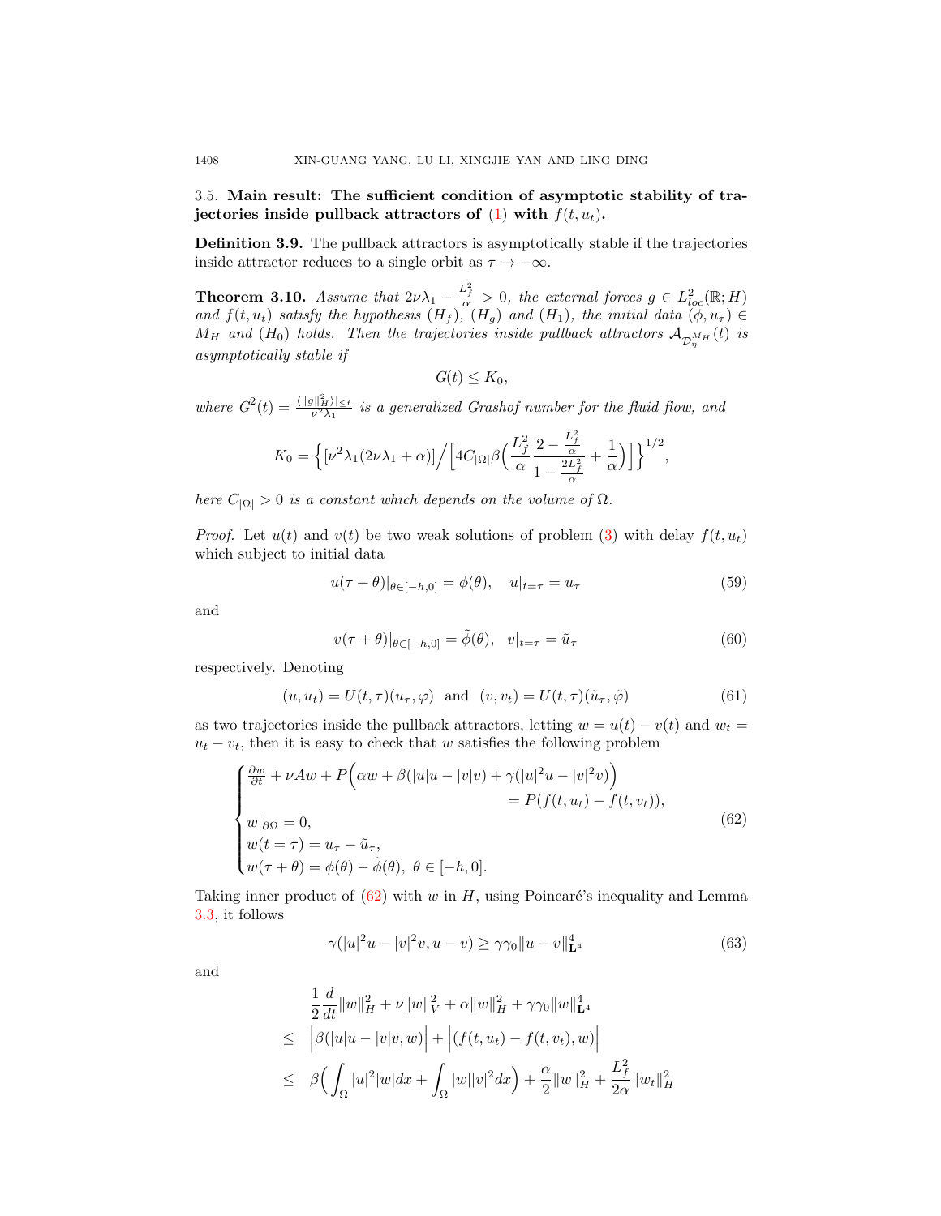3.5. **Main result: The sufficient condition of asymptotic stability of trajectories inside pullback attractors of (1) with $f(t, u_t)$.**

**Definition 3.9.** The pullback attractors is asymptotically stable if the trajectories inside attractor reduces to a single orbit as $\tau \to -\infty$.

**Theorem 3.10.** *Assume that $2\nu\lambda_1 - \frac{L_f^2}{\alpha} > 0$, the external forces $g \in L^2_{loc}(\mathbb{R}; H)$ and $f(t, u_t)$ satisfy the hypothesis $(H_f)$, $(H_g)$ and $(H_1)$, the initial data $(\phi, u_\tau) \in M_H$ and $(H_0)$ holds. Then the trajectories inside pullback attractors $\mathcal{A}_{\mathcal{D}_\eta^{M_H}}(t)$ is asymptotically stable if*

$$G(t) \le K_0,$$

*where $G^2(t) = \frac{\langle \|g\|_H^2 \rangle|_{\le t}}{\nu^2 \lambda_1}$ is a generalized Grashof number for the fluid flow, and*

$$K_0 = \Big\{ [\nu^2\lambda_1(2\nu\lambda_1 + \alpha)] \Big/ \Big[ 4C_{|\Omega|}\beta\Big( \frac{L_f^2}{\alpha} \frac{2 - \frac{L_f^2}{\alpha}}{1 - \frac{2L_f^2}{\alpha}} + \frac{1}{\alpha} \Big) \Big] \Big\}^{1/2},$$

*here $C_{|\Omega|} > 0$ is a constant which depends on the volume of $\Omega$.*

*Proof.* Let $u(t)$ and $v(t)$ be two weak solutions of problem (3) with delay $f(t, u_t)$ which subject to initial data

$$u(\tau + \theta)|_{\theta \in [-h,0]} = \phi(\theta), \quad u|_{t=\tau} = u_\tau \tag{59}$$

and

$$v(\tau + \theta)|_{\theta \in [-h,0]} = \tilde{\phi}(\theta), \quad v|_{t=\tau} = \tilde{u}_\tau \tag{60}$$

respectively. Denoting

$$(u, u_t) = U(t, \tau)(u_\tau, \varphi) \ \text{ and } \ (v, v_t) = U(t, \tau)(\tilde{u}_\tau, \tilde{\varphi}) \tag{61}$$

as two trajectories inside the pullback attractors, letting $w = u(t) - v(t)$ and $w_t = u_t - v_t$, then it is easy to check that $w$ satisfies the following problem

$$\begin{cases} \frac{\partial w}{\partial t} + \nu A w + P\Big( \alpha w + \beta(|u|u - |v|v) + \gamma(|u|^2 u - |v|^2 v) \Big) \\ \qquad\qquad\qquad\qquad\qquad\qquad = P(f(t, u_t) - f(t, v_t)), \\ w|_{\partial\Omega} = 0, \\ w(t = \tau) = u_\tau - \tilde{u}_\tau, \\ w(\tau + \theta) = \phi(\theta) - \tilde{\phi}(\theta), \ \theta \in [-h, 0]. \end{cases} \tag{62}$$

Taking inner product of (62) with $w$ in $H$, using Poincaré's inequality and Lemma 3.3, it follows

$$\gamma(|u|^2 u - |v|^2 v, u - v) \ge \gamma\gamma_0 \|u - v\|^4_{\mathbf{L}^4} \tag{63}$$

and

$$\begin{aligned} & \frac{1}{2}\frac{d}{dt}\|w\|_H^2 + \nu\|w\|_V^2 + \alpha\|w\|_H^2 + \gamma\gamma_0\|w\|^4_{\mathbf{L}^4} \\ \le\ & \Big| \beta(|u|u - |v|v, w) \Big| + \Big| (f(t, u_t) - f(t, v_t), w) \Big| \\ \le\ & \beta\Big( \int_\Omega |u|^2 |w| dx + \int_\Omega |w||v|^2 dx \Big) + \frac{\alpha}{2}\|w\|_H^2 + \frac{L_f^2}{2\alpha}\|w_t\|_H^2 \end{aligned}$$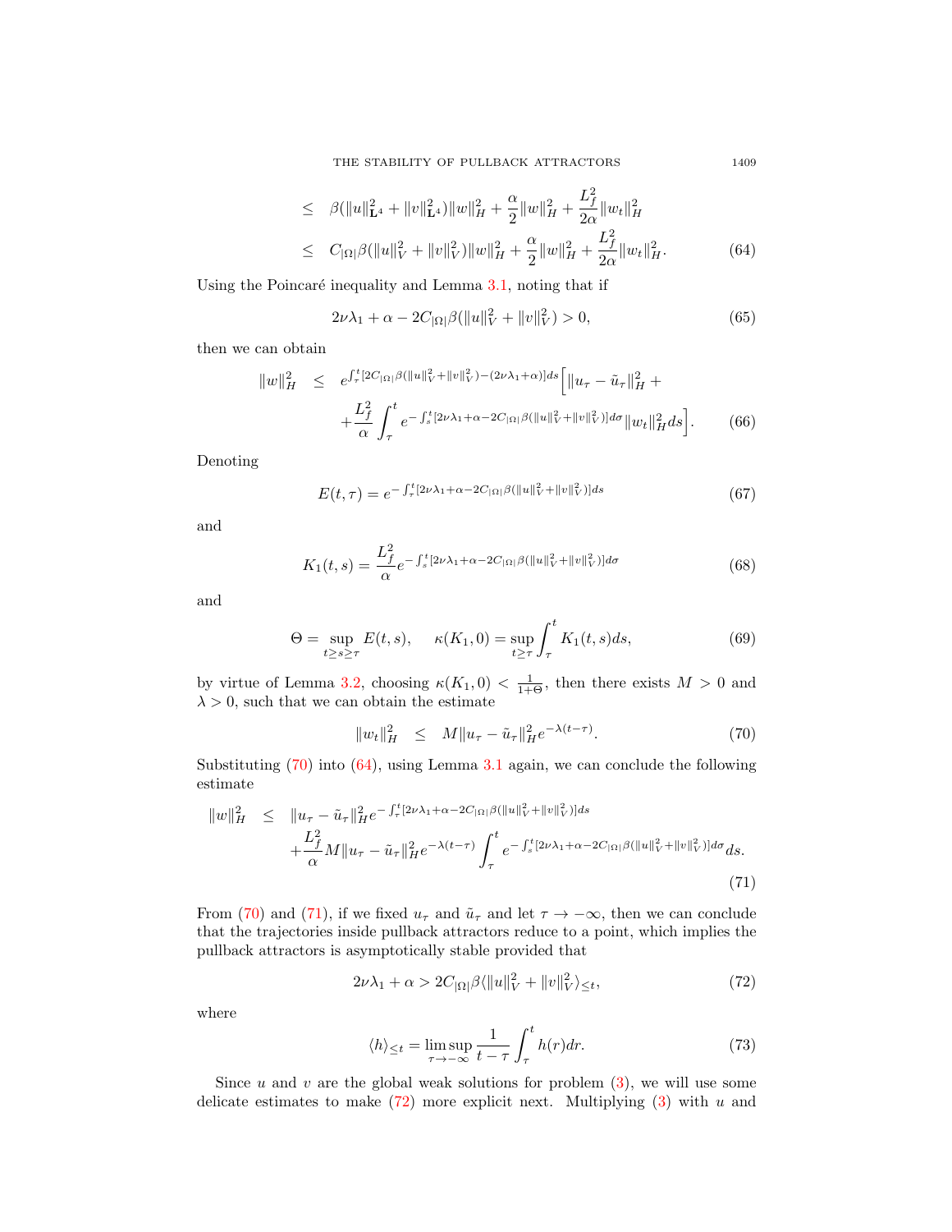$$
\begin{aligned}
&\leq \beta(\|u\|_{\mathbf{L}^4}^2 + \|v\|_{\mathbf{L}^4}^2)\|w\|_H^2 + \frac{\alpha}{2}\|w\|_H^2 + \frac{L_f^2}{2\alpha}\|w_t\|_H^2 \\
&\leq C_{|\Omega|}\beta(\|u\|_V^2 + \|v\|_V^2)\|w\|_H^2 + \frac{\alpha}{2}\|w\|_H^2 + \frac{L_f^2}{2\alpha}\|w_t\|_H^2. \qquad (64)
\end{aligned}
$$

Using the Poincaré inequality and Lemma 3.1, noting that if

$$
2\nu\lambda_1 + \alpha - 2C_{|\Omega|}\beta(\|u\|_V^2 + \|v\|_V^2) > 0, \tag{65}
$$

then we can obtain

$$
\begin{aligned}
\|w\|_H^2 \leq\ & e^{\int_\tau^t [2C_{|\Omega|}\beta(\|u\|_V^2 + \|v\|_V^2) - (2\nu\lambda_1 + \alpha)]ds} \Big[ \|u_\tau - \tilde{u}_\tau\|_H^2 + \\
& + \frac{L_f^2}{\alpha} \int_\tau^t e^{-\int_s^t [2\nu\lambda_1 + \alpha - 2C_{|\Omega|}\beta(\|u\|_V^2 + \|v\|_V^2)]d\sigma} \|w_t\|_H^2 ds \Big]. \qquad (66)
\end{aligned}
$$

Denoting

$$
E(t,\tau) = e^{-\int_\tau^t [2\nu\lambda_1 + \alpha - 2C_{|\Omega|}\beta(\|u\|_V^2 + \|v\|_V^2)]ds} \tag{67}
$$

and

$$
K_1(t,s) = \frac{L_f^2}{\alpha} e^{-\int_s^t [2\nu\lambda_1 + \alpha - 2C_{|\Omega|}\beta(\|u\|_V^2 + \|v\|_V^2)]d\sigma} \tag{68}
$$

and

$$
\Theta = \sup_{t \geq s \geq \tau} E(t,s), \quad \kappa(K_1, 0) = \sup_{t \geq \tau} \int_\tau^t K_1(t,s) ds, \tag{69}
$$

by virtue of Lemma 3.2, choosing $\kappa(K_1, 0) < \frac{1}{1+\Theta}$, then there exists $M > 0$ and $\lambda > 0$, such that we can obtain the estimate

$$
\|w_t\|_H^2 \leq M\|u_\tau - \tilde{u}_\tau\|_H^2 e^{-\lambda(t-\tau)}. \tag{70}
$$

Substituting (70) into (64), using Lemma 3.1 again, we can conclude the following estimate

$$
\begin{aligned}
\|w\|_H^2 \leq\ & \|u_\tau - \tilde{u}_\tau\|_H^2 e^{-\int_\tau^t [2\nu\lambda_1 + \alpha - 2C_{|\Omega|}\beta(\|u\|_V^2 + \|v\|_V^2)]ds} \\
& + \frac{L_f^2}{\alpha} M \|u_\tau - \tilde{u}_\tau\|_H^2 e^{-\lambda(t-\tau)} \int_\tau^t e^{-\int_s^t [2\nu\lambda_1 + \alpha - 2C_{|\Omega|}\beta(\|u\|_V^2 + \|v\|_V^2)]d\sigma} ds. \qquad (71)
\end{aligned}
$$

From (70) and (71), if we fixed $u_\tau$ and $\tilde{u}_\tau$ and let $\tau \to -\infty$, then we can conclude that the trajectories inside pullback attractors reduce to a point, which implies the pullback attractors is asymptotically stable provided that

$$
2\nu\lambda_1 + \alpha > 2C_{|\Omega|}\beta\langle \|u\|_V^2 + \|v\|_V^2 \rangle_{\leq t}, \tag{72}
$$

where

$$
\langle h \rangle_{\leq t} = \limsup_{\tau \to -\infty} \frac{1}{t-\tau} \int_\tau^t h(r) dr. \tag{73}
$$

Since $u$ and $v$ are the global weak solutions for problem (3), we will use some delicate estimates to make (72) more explicit next. Multiplying (3) with $u$ and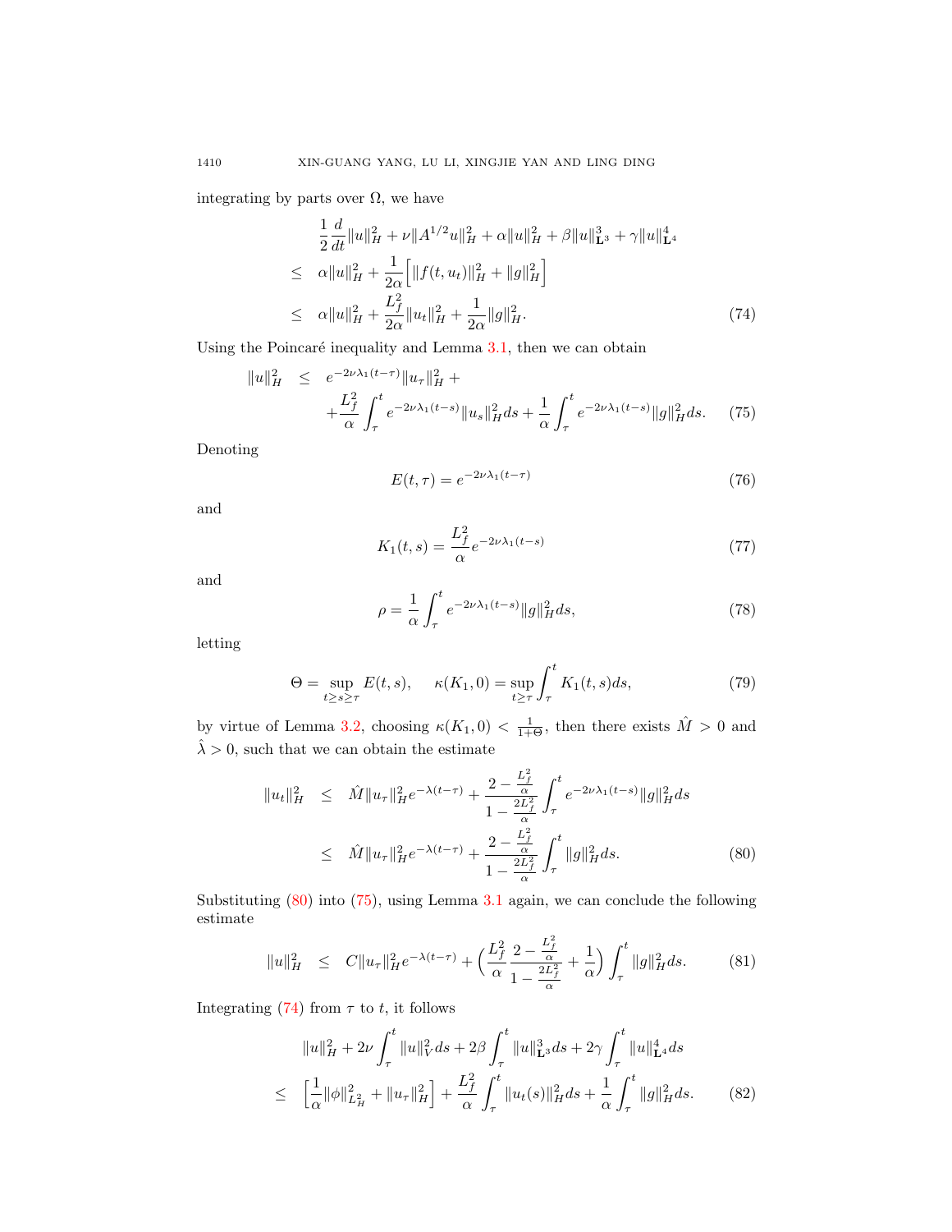integrating by parts over $\Omega$, we have

$$
\begin{aligned}
&\frac{1}{2}\frac{d}{dt}\|u\|_H^2 + \nu\|A^{1/2}u\|_H^2 + \alpha\|u\|_H^2 + \beta\|u\|_{\mathbf{L}^3}^3 + \gamma\|u\|_{\mathbf{L}^4}^4 \\
\leq\quad & \alpha\|u\|_H^2 + \frac{1}{2\alpha}\Big[\|f(t,u_t)\|_H^2 + \|g\|_H^2\Big] \\
\leq\quad & \alpha\|u\|_H^2 + \frac{L_f^2}{2\alpha}\|u_t\|_H^2 + \frac{1}{2\alpha}\|g\|_H^2. \qquad (74)
\end{aligned}
$$

Using the Poincaré inequality and Lemma 3.1, then we can obtain

$$
\begin{aligned}
\|u\|_H^2 \quad \leq \quad & e^{-2\nu\lambda_1(t-\tau)}\|u_\tau\|_H^2 + \\
& + \frac{L_f^2}{\alpha}\int_\tau^t e^{-2\nu\lambda_1(t-s)}\|u_s\|_H^2 ds + \frac{1}{\alpha}\int_\tau^t e^{-2\nu\lambda_1(t-s)}\|g\|_H^2 ds. \qquad (75)
\end{aligned}
$$

Denoting

$$
E(t,\tau) = e^{-2\nu\lambda_1(t-\tau)} \qquad (76)
$$

and

$$
K_1(t,s) = \frac{L_f^2}{\alpha}e^{-2\nu\lambda_1(t-s)} \qquad (77)
$$

and

$$
\rho = \frac{1}{\alpha}\int_\tau^t e^{-2\nu\lambda_1(t-s)}\|g\|_H^2 ds, \qquad (78)
$$

letting

$$
\Theta = \sup_{t\geq s\geq\tau} E(t,s), \qquad \kappa(K_1,0) = \sup_{t\geq\tau}\int_\tau^t K_1(t,s)ds, \qquad (79)
$$

by virtue of Lemma 3.2, choosing $\kappa(K_1,0) < \frac{1}{1+\Theta}$, then there exists $\hat{M} > 0$ and $\hat{\lambda} > 0$, such that we can obtain the estimate

$$
\begin{aligned}
\|u_t\|_H^2 \quad \leq \quad & \hat{M}\|u_\tau\|_H^2 e^{-\lambda(t-\tau)} + \frac{2 - \frac{L_f^2}{\alpha}}{1 - \frac{2L_f^2}{\alpha}}\int_\tau^t e^{-2\nu\lambda_1(t-s)}\|g\|_H^2 ds \\
\leq \quad & \hat{M}\|u_\tau\|_H^2 e^{-\lambda(t-\tau)} + \frac{2 - \frac{L_f^2}{\alpha}}{1 - \frac{2L_f^2}{\alpha}}\int_\tau^t \|g\|_H^2 ds. \qquad (80)
\end{aligned}
$$

Substituting (80) into (75), using Lemma 3.1 again, we can conclude the following estimate

$$
\|u\|_H^2 \quad \leq \quad C\|u_\tau\|_H^2 e^{-\lambda(t-\tau)} + \Big(\frac{L_f^2}{\alpha}\frac{2 - \frac{L_f^2}{\alpha}}{1 - \frac{2L_f^2}{\alpha}} + \frac{1}{\alpha}\Big)\int_\tau^t \|g\|_H^2 ds. \qquad (81)
$$

Integrating (74) from $\tau$ to $t$, it follows

$$
\begin{aligned}
& \|u\|_H^2 + 2\nu\int_\tau^t \|u\|_V^2 ds + 2\beta\int_\tau^t \|u\|_{\mathbf{L}^3}^3 ds + 2\gamma\int_\tau^t \|u\|_{\mathbf{L}^4}^4 ds \\
\leq \quad & \Big[\frac{1}{\alpha}\|\phi\|_{L_H^2}^2 + \|u_\tau\|_H^2\Big] + \frac{L_f^2}{\alpha}\int_\tau^t \|u_t(s)\|_H^2 ds + \frac{1}{\alpha}\int_\tau^t \|g\|_H^2 ds. \qquad (82)
\end{aligned}
$$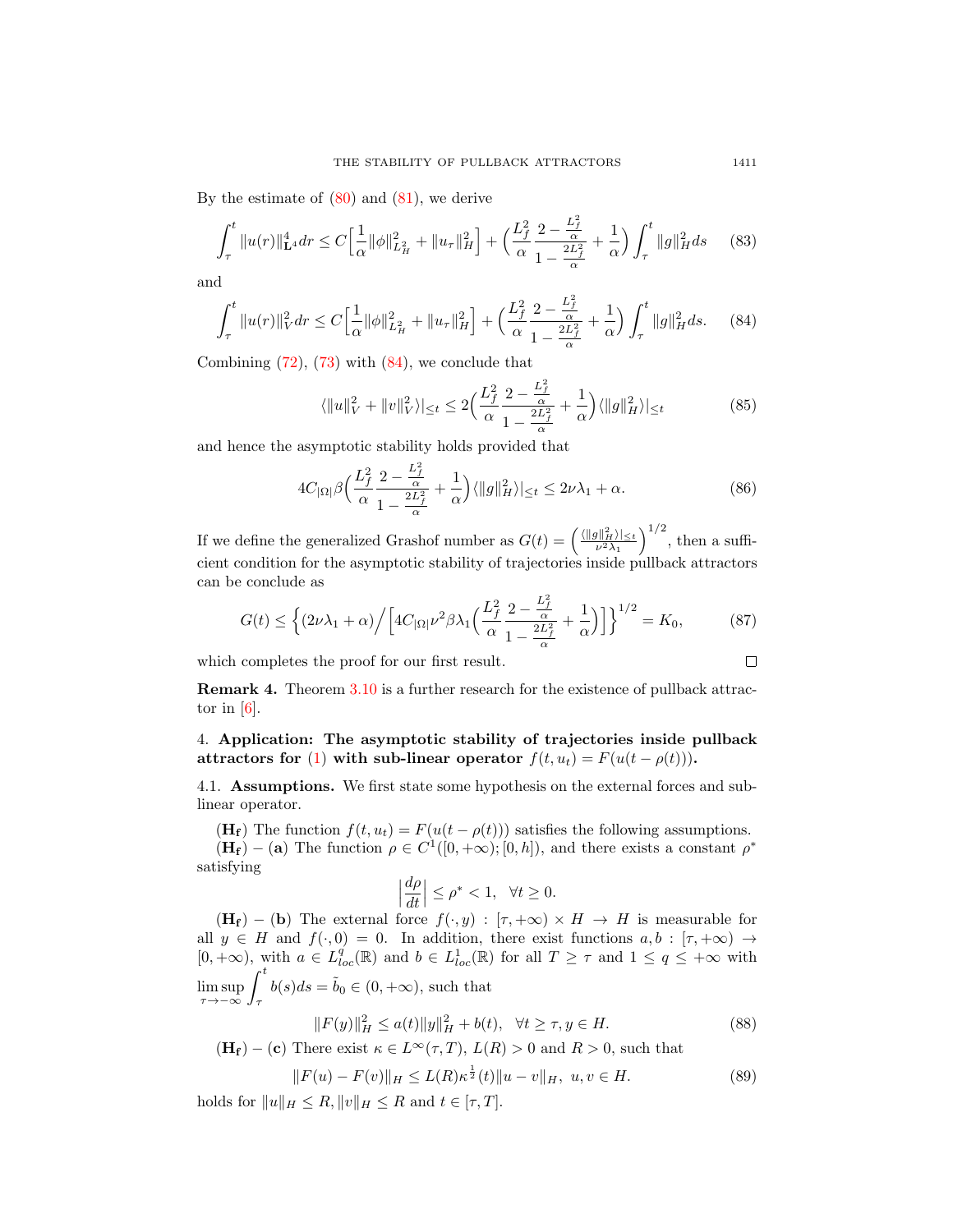By the estimate of (80) and (81), we derive

$$\int_\tau^t \|u(r)\|_{\mathbf{L}^4}^4 dr \le C\Big[\frac{1}{\alpha}\|\phi\|_{L_H^2}^2 + \|u_\tau\|_H^2\Big] + \Big(\frac{L_f^2}{\alpha}\frac{2-\frac{L_f^2}{\alpha}}{1-\frac{2L_f^2}{\alpha}} + \frac{1}{\alpha}\Big)\int_\tau^t \|g\|_H^2 ds \tag{83}$$

and

$$\int_\tau^t \|u(r)\|_V^2 dr \le C\Big[\frac{1}{\alpha}\|\phi\|_{L_H^2}^2 + \|u_\tau\|_H^2\Big] + \Big(\frac{L_f^2}{\alpha}\frac{2-\frac{L_f^2}{\alpha}}{1-\frac{2L_f^2}{\alpha}} + \frac{1}{\alpha}\Big)\int_\tau^t \|g\|_H^2 ds. \tag{84}$$

Combining (72), (73) with (84), we conclude that

$$\langle \|u\|_V^2 + \|v\|_V^2\rangle|_{\le t} \le 2\Big(\frac{L_f^2}{\alpha}\frac{2-\frac{L_f^2}{\alpha}}{1-\frac{2L_f^2}{\alpha}} + \frac{1}{\alpha}\Big)\langle \|g\|_H^2\rangle|_{\le t} \tag{85}$$

and hence the asymptotic stability holds provided that

$$4C_{|\Omega|}\beta\Big(\frac{L_f^2}{\alpha}\frac{2-\frac{L_f^2}{\alpha}}{1-\frac{2L_f^2}{\alpha}} + \frac{1}{\alpha}\Big)\langle \|g\|_H^2\rangle|_{\le t} \le 2\nu\lambda_1 + \alpha. \tag{86}$$

If we define the generalized Grashof number as $G(t) = \Big(\frac{\langle \|g\|_H^2\rangle|_{\le t}}{\nu^2\lambda_1}\Big)^{1/2}$, then a sufficient condition for the asymptotic stability of trajectories inside pullback attractors can be conclude as

$$G(t) \le \Big\{(2\nu\lambda_1 + \alpha)\Big/\Big[4C_{|\Omega|}\nu^2\beta\lambda_1\Big(\frac{L_f^2}{\alpha}\frac{2-\frac{L_f^2}{\alpha}}{1-\frac{2L_f^2}{\alpha}} + \frac{1}{\alpha}\Big)\Big]\Big\}^{1/2} = K_0, \tag{87}$$

which completes the proof for our first result. ∎

**Remark 4.** Theorem 3.10 is a further research for the existence of pullback attractor in [6].

## 4. Application: The asymptotic stability of trajectories inside pullback attractors for (1) with sub-linear operator $f(t,u_t) = F(u(t-\rho(t)))$.

### 4.1. Assumptions.

We first state some hypothesis on the external forces and sub-linear operator.

$(\mathbf{H_f})$ The function $f(t,u_t) = F(u(t-\rho(t)))$ satisfies the following assumptions.

$(\mathbf{H_f}) - (\mathbf{a})$ The function $\rho \in C^1([0,+\infty);[0,h])$, and there exists a constant $\rho^*$ satisfying

$$\Big|\frac{d\rho}{dt}\Big| \le \rho^* < 1, \quad \forall t \ge 0.$$

$(\mathbf{H_f}) - (\mathbf{b})$ The external force $f(\cdot,y) : [\tau,+\infty)\times H \to H$ is measurable for all $y \in H$ and $f(\cdot,0) = 0$. In addition, there exist functions $a, b : [\tau,+\infty) \to [0,+\infty)$, with $a \in L_{loc}^q(\mathbb{R})$ and $b \in L_{loc}^1(\mathbb{R})$ for all $T \ge \tau$ and $1 \le q \le +\infty$ with $\limsup_{\tau\to-\infty}\int_\tau^t b(s)ds = \tilde{b}_0 \in (0,+\infty)$, such that

$$\|F(y)\|_H^2 \le a(t)\|y\|_H^2 + b(t), \quad \forall t \ge \tau, y \in H. \tag{88}$$

$(\mathbf{H_f}) - (\mathbf{c})$ There exist $\kappa \in L^\infty(\tau,T)$, $L(R) > 0$ and $R > 0$, such that

$$\|F(u) - F(v)\|_H \le L(R)\kappa^{\frac{1}{2}}(t)\|u-v\|_H, \ u,v \in H. \tag{89}$$

holds for $\|u\|_H \le R, \|v\|_H \le R$ and $t \in [\tau,T]$.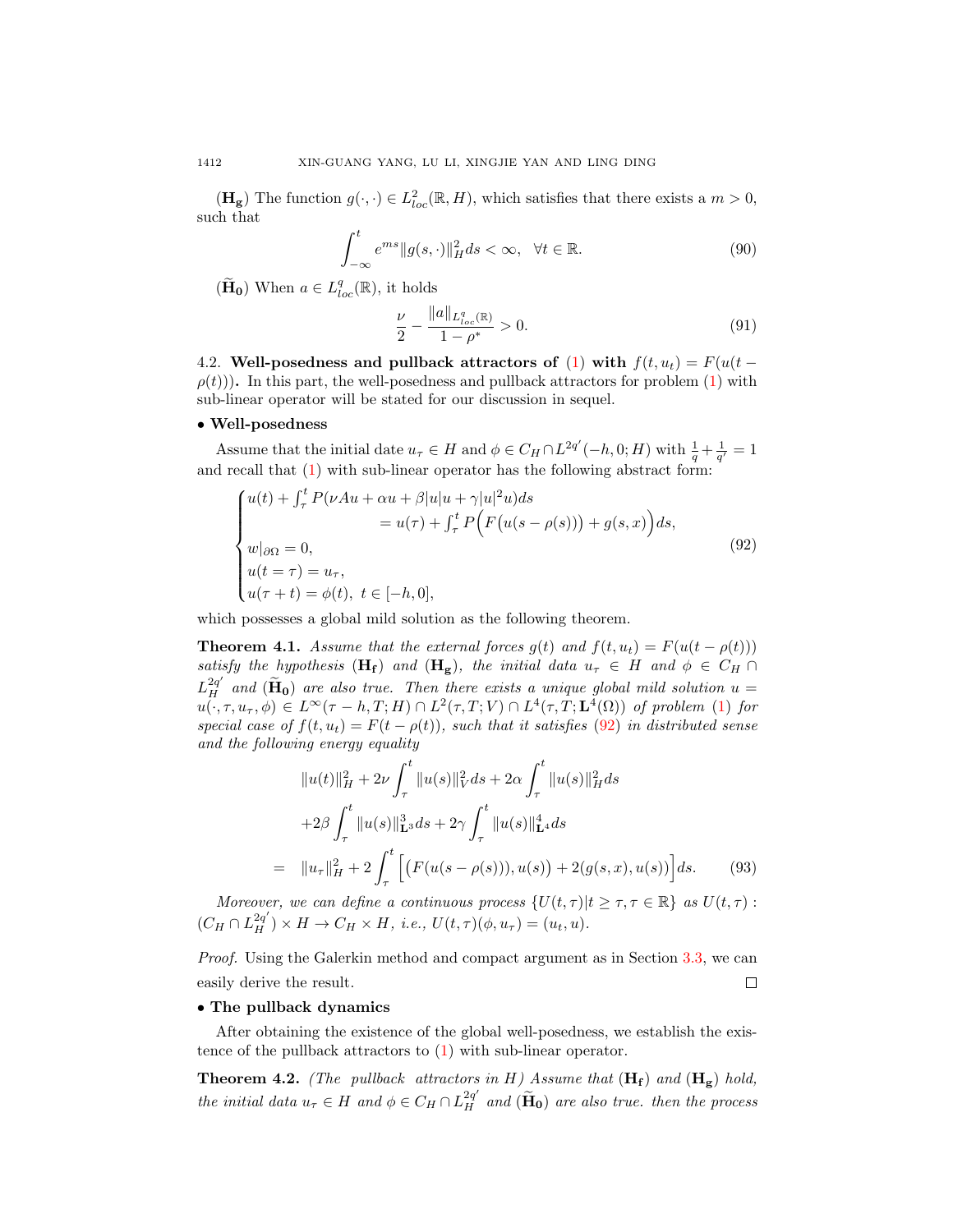($\mathbf{H_g}$) The function $g(\cdot,\cdot) \in L^2_{loc}(\mathbb{R}, H)$, which satisfies that there exists a $m > 0$, such that

$$\int_{-\infty}^{t} e^{ms}\|g(s,\cdot)\|_H^2 ds < \infty, \quad \forall t \in \mathbb{R}. \tag{90}$$

($\widetilde{\mathbf{H}}_\mathbf{0}$) When $a \in L^q_{loc}(\mathbb{R})$, it holds

$$\frac{\nu}{2} - \frac{\|a\|_{L^q_{loc}(\mathbb{R})}}{1-\rho^*} > 0. \tag{91}$$

4.2. **Well-posedness and pullback attractors of (1) with $f(t, u_t) = F(u(t - \rho(t)))$.** In this part, the well-posedness and pullback attractors for problem (1) with sub-linear operator will be stated for our discussion in sequel.

• **Well-posedness**

Assume that the initial date $u_\tau \in H$ and $\phi \in C_H \cap L^{2q'}(-h, 0; H)$ with $\frac{1}{q} + \frac{1}{q'} = 1$ and recall that (1) with sub-linear operator has the following abstract form:

$$\begin{cases} u(t) + \int_\tau^t P(\nu A u + \alpha u + \beta |u| u + \gamma |u|^2 u) ds \\ \qquad\qquad\qquad = u(\tau) + \int_\tau^t P\Big(F\big(u(s-\rho(s))\big) + g(s,x)\Big) ds, \\ w|_{\partial\Omega} = 0, \\ u(t=\tau) = u_\tau, \\ u(\tau + t) = \phi(t), \ t \in [-h, 0], \end{cases} \tag{92}$$

which possesses a global mild solution as the following theorem.

**Theorem 4.1.** *Assume that the external forces $g(t)$ and $f(t, u_t) = F(u(t-\rho(t)))$ satisfy the hypothesis ($\mathbf{H_f}$) and ($\mathbf{H_g}$), the initial data $u_\tau \in H$ and $\phi \in C_H \cap L^{2q'}_H$ and ($\widetilde{\mathbf{H}}_\mathbf{0}$) are also true. Then there exists a unique global mild solution $u = u(\cdot, \tau, u_\tau, \phi) \in L^\infty(\tau - h, T; H) \cap L^2(\tau, T; V) \cap L^4(\tau, T; \mathbf{L}^4(\Omega))$ of problem (1) for special case of $f(t, u_t) = F(t - \rho(t))$, such that it satisfies (92) in distributed sense and the following energy equality*

$$\begin{aligned} & \|u(t)\|_H^2 + 2\nu \int_\tau^t \|u(s)\|_V^2 ds + 2\alpha \int_\tau^t \|u(s)\|_H^2 ds \\ & + 2\beta \int_\tau^t \|u(s)\|_{\mathbf{L}^3}^3 ds + 2\gamma \int_\tau^t \|u(s)\|_{\mathbf{L}^4}^4 ds \\ = \ & \|u_\tau\|_H^2 + 2\int_\tau^t \Big[\big(F(u(s-\rho(s))), u(s)\big) + 2(g(s,x), u(s))\Big] ds. \end{aligned} \tag{93}$$

*Moreover, we can define a continuous process $\{U(t,\tau) | t \geq \tau, \tau \in \mathbb{R}\}$ as $U(t,\tau) : (C_H \cap L^{2q'}_H) \times H \to C_H \times H$, i.e., $U(t,\tau)(\phi, u_\tau) = (u_t, u)$.*

*Proof.* Using the Galerkin method and compact argument as in Section 3.3, we can easily derive the result. ∎

• **The pullback dynamics**

After obtaining the existence of the global well-posedness, we establish the existence of the pullback attractors to (1) with sub-linear operator.

**Theorem 4.2.** *(The pullback attractors in $H$) Assume that ($\mathbf{H_f}$) and ($\mathbf{H_g}$) hold, the initial data $u_\tau \in H$ and $\phi \in C_H \cap L^{2q'}_H$ and ($\widetilde{\mathbf{H}}_\mathbf{0}$) are also true. then the process*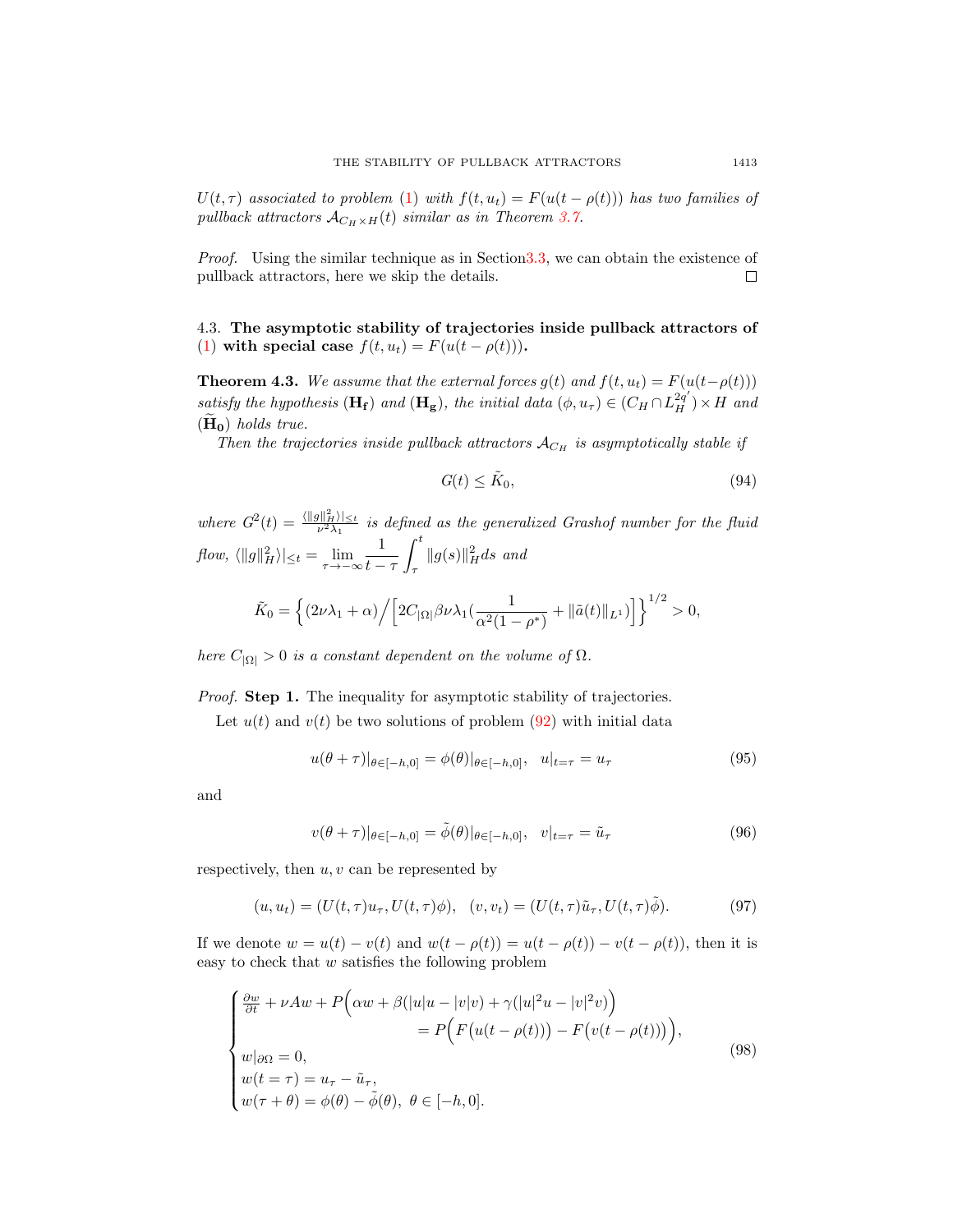$U(t,\tau)$ *associated to problem* (1) *with* $f(t,u_t) = F(u(t-\rho(t)))$ *has two families of pullback attractors* $\mathcal{A}_{C_H\times H}(t)$ *similar as in Theorem 3.7.*

*Proof.* Using the similar technique as in Section3.3, we can obtain the existence of pullback attractors, here we skip the details. ∎

### 4.3. The asymptotic stability of trajectories inside pullback attractors of (1) with special case $f(t,u_t) = F(u(t-\rho(t)))$.

**Theorem 4.3.** *We assume that the external forces* $g(t)$ *and* $f(t,u_t) = F(u(t-\rho(t)))$ *satisfy the hypothesis* $(\mathbf{H_f})$ *and* $(\mathbf{H_g})$*, the initial data* $(\phi, u_\tau) \in (C_H \cap L_H^{2q'})\times H$ *and* $(\tilde{\mathbf{H}}_\mathbf{0})$ *holds true.*

*Then the trajectories inside pullback attractors* $\mathcal{A}_{C_H}$ *is asymptotically stable if*

$$
G(t) \le \tilde{K}_0, \tag{94}
$$

*where* $G^2(t) = \frac{\langle \|g\|_H^2\rangle|_{\le t}}{\nu^2\lambda_1}$ *is defined as the generalized Grashof number for the fluid flow,* $\langle \|g\|_H^2\rangle|_{\le t} = \lim\limits_{\tau\to-\infty}\frac{1}{t-\tau}\int_\tau^t \|g(s)\|_H^2 ds$ *and*

$$
\tilde{K}_0 = \Big\{(2\nu\lambda_1+\alpha)\Big/\Big[2C_{|\Omega|}\beta\nu\lambda_1\big(\frac{1}{\alpha^2(1-\rho^*)}+\|\tilde{a}(t)\|_{L^1}\big)\Big]\Big\}^{1/2} > 0,
$$

*here* $C_{|\Omega|} > 0$ *is a constant dependent on the volume of* $\Omega$.

*Proof.* **Step 1.** The inequality for asymptotic stability of trajectories.

Let $u(t)$ and $v(t)$ be two solutions of problem (92) with initial data

$$
u(\theta+\tau)|_{\theta\in[-h,0]} = \phi(\theta)|_{\theta\in[-h,0]}, \quad u|_{t=\tau} = u_\tau \tag{95}
$$

and

$$
v(\theta+\tau)|_{\theta\in[-h,0]} = \tilde{\phi}(\theta)|_{\theta\in[-h,0]}, \quad v|_{t=\tau} = \tilde{u}_\tau \tag{96}
$$

respectively, then $u, v$ can be represented by

$$
(u,u_t) = (U(t,\tau)u_\tau, U(t,\tau)\phi), \quad (v,v_t) = (U(t,\tau)\tilde{u}_\tau, U(t,\tau)\tilde{\phi}). \tag{97}
$$

If we denote $w = u(t) - v(t)$ and $w(t-\rho(t)) = u(t-\rho(t)) - v(t-\rho(t))$, then it is easy to check that $w$ satisfies the following problem

$$
\begin{cases}
\frac{\partial w}{\partial t} + \nu A w + P\Big(\alpha w + \beta(|u|u - |v|v) + \gamma(|u|^2u - |v|^2 v)\Big) \\
\qquad\qquad\qquad\qquad = P\Big(F\big(u(t-\rho(t))\big) - F\big(v(t-\rho(t))\big)\Big), \\
w|_{\partial\Omega} = 0, \\
w(t=\tau) = u_\tau - \tilde{u}_\tau, \\
w(\tau+\theta) = \phi(\theta) - \tilde{\phi}(\theta), \ \theta\in[-h,0].
\end{cases} \tag{98}
$$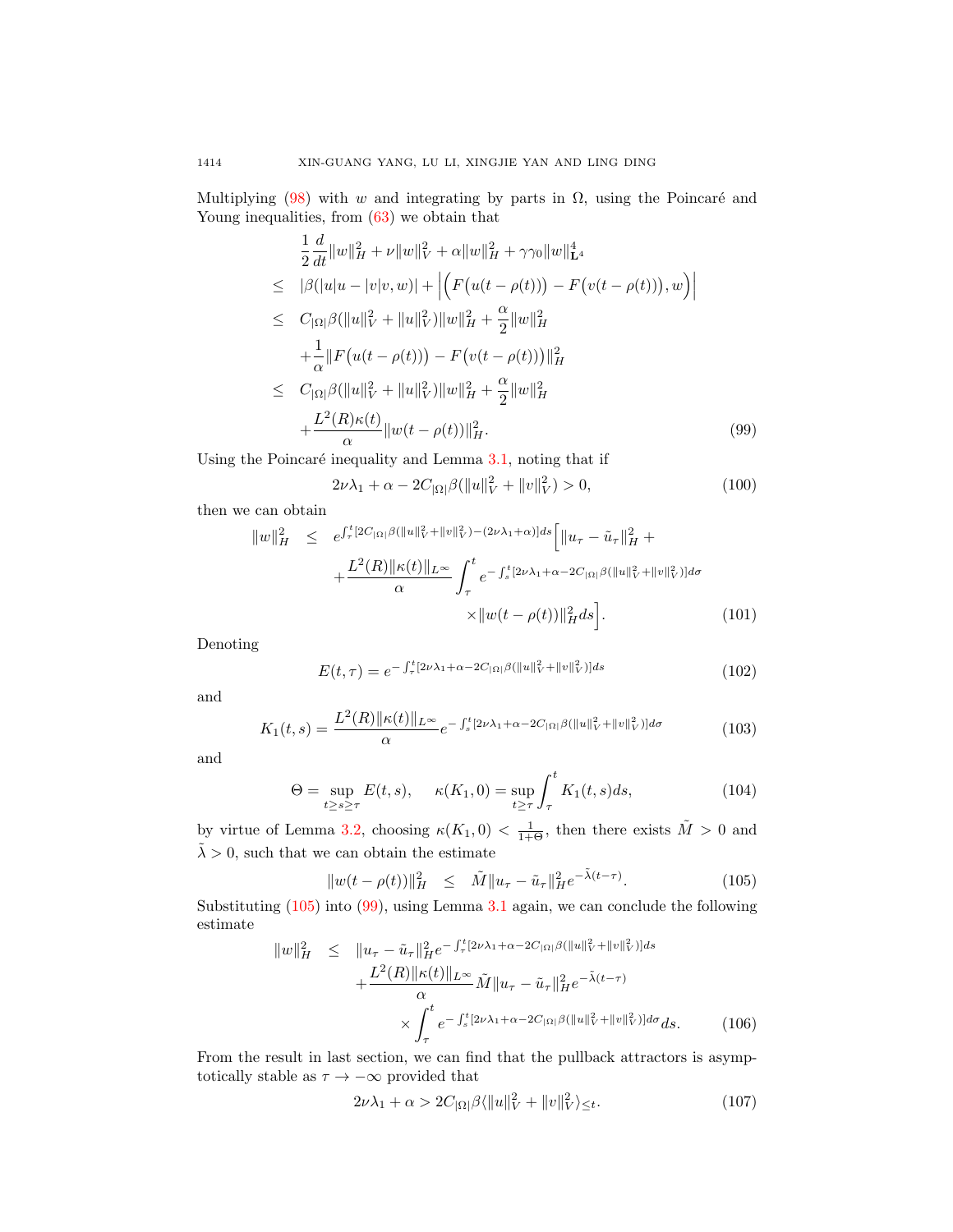Multiplying (98) with $w$ and integrating by parts in $\Omega$, using the Poincaré and Young inequalities, from (63) we obtain that

$$
\begin{aligned}
& \frac{1}{2}\frac{d}{dt}\|w\|_H^2 + \nu\|w\|_V^2 + \alpha\|w\|_H^2 + \gamma\gamma_0\|w\|_{\mathbf{L}^4}^4 \\
\leq\ & |\beta(|u|u - |v|v, w)| + \Big|\Big(F\big(u(t-\rho(t))\big) - F\big(v(t-\rho(t))\big), w\Big)\Big| \\
\leq\ & C_{|\Omega|}\beta(\|u\|_V^2 + \|u\|_V^2)\|w\|_H^2 + \frac{\alpha}{2}\|w\|_H^2 \\
& + \frac{1}{\alpha}\|F\big(u(t-\rho(t))\big) - F\big(v(t-\rho(t))\big)\|_H^2 \\
\leq\ & C_{|\Omega|}\beta(\|u\|_V^2 + \|u\|_V^2)\|w\|_H^2 + \frac{\alpha}{2}\|w\|_H^2 \\
& + \frac{L^2(R)\kappa(t)}{\alpha}\|w(t-\rho(t))\|_H^2.
\end{aligned} \tag{99}
$$

Using the Poincaré inequality and Lemma 3.1, noting that if

$$
2\nu\lambda_1 + \alpha - 2C_{|\Omega|}\beta(\|u\|_V^2 + \|v\|_V^2) > 0, \tag{100}
$$

then we can obtain

$$
\begin{aligned}
\|w\|_H^2 \leq\ & e^{\int_\tau^t [2C_{|\Omega|}\beta(\|u\|_V^2 + \|v\|_V^2) - (2\nu\lambda_1 + \alpha)]ds}\Big[\|u_\tau - \tilde{u}_\tau\|_H^2 + \\
& + \frac{L^2(R)\|\kappa(t)\|_{L^\infty}}{\alpha}\int_\tau^t e^{-\int_s^t [2\nu\lambda_1 + \alpha - 2C_{|\Omega|}\beta(\|u\|_V^2 + \|v\|_V^2)]d\sigma} \\
& \times \|w(t-\rho(t))\|_H^2 ds\Big].
\end{aligned} \tag{101}
$$

Denoting

$$
E(t,\tau) = e^{-\int_\tau^t [2\nu\lambda_1 + \alpha - 2C_{|\Omega|}\beta(\|u\|_V^2 + \|v\|_V^2)]ds} \tag{102}
$$

and

$$
K_1(t,s) = \frac{L^2(R)\|\kappa(t)\|_{L^\infty}}{\alpha}e^{-\int_s^t [2\nu\lambda_1 + \alpha - 2C_{|\Omega|}\beta(\|u\|_V^2 + \|v\|_V^2)]d\sigma} \tag{103}
$$

and

$$
\Theta = \sup_{t\geq s\geq\tau} E(t,s), \quad \kappa(K_1, 0) = \sup_{t\geq\tau}\int_\tau^t K_1(t,s)ds, \tag{104}
$$

by virtue of Lemma 3.2, choosing $\kappa(K_1,0) < \frac{1}{1+\Theta}$, then there exists $\tilde{M} > 0$ and $\tilde{\lambda} > 0$, such that we can obtain the estimate

$$
\|w(t-\rho(t))\|_H^2 \leq \tilde{M}\|u_\tau - \tilde{u}_\tau\|_H^2 e^{-\tilde{\lambda}(t-\tau)}. \tag{105}
$$

Substituting (105) into (99), using Lemma 3.1 again, we can conclude the following estimate

$$
\begin{aligned}
\|w\|_H^2 \leq\ & \|u_\tau - \tilde{u}_\tau\|_H^2 e^{-\int_\tau^t [2\nu\lambda_1 + \alpha - 2C_{|\Omega|}\beta(\|u\|_V^2 + \|v\|_V^2)]ds} \\
& + \frac{L^2(R)\|\kappa(t)\|_{L^\infty}}{\alpha}\tilde{M}\|u_\tau - \tilde{u}_\tau\|_H^2 e^{-\tilde{\lambda}(t-\tau)} \\
& \times \int_\tau^t e^{-\int_s^t [2\nu\lambda_1 + \alpha - 2C_{|\Omega|}\beta(\|u\|_V^2 + \|v\|_V^2)]d\sigma}ds.
\end{aligned} \tag{106}
$$

From the result in last section, we can find that the pullback attractors is asymptotically stable as $\tau \to -\infty$ provided that

$$
2\nu\lambda_1 + \alpha > 2C_{|\Omega|}\beta\langle\|u\|_V^2 + \|v\|_V^2\rangle_{\leq t}. \tag{107}
$$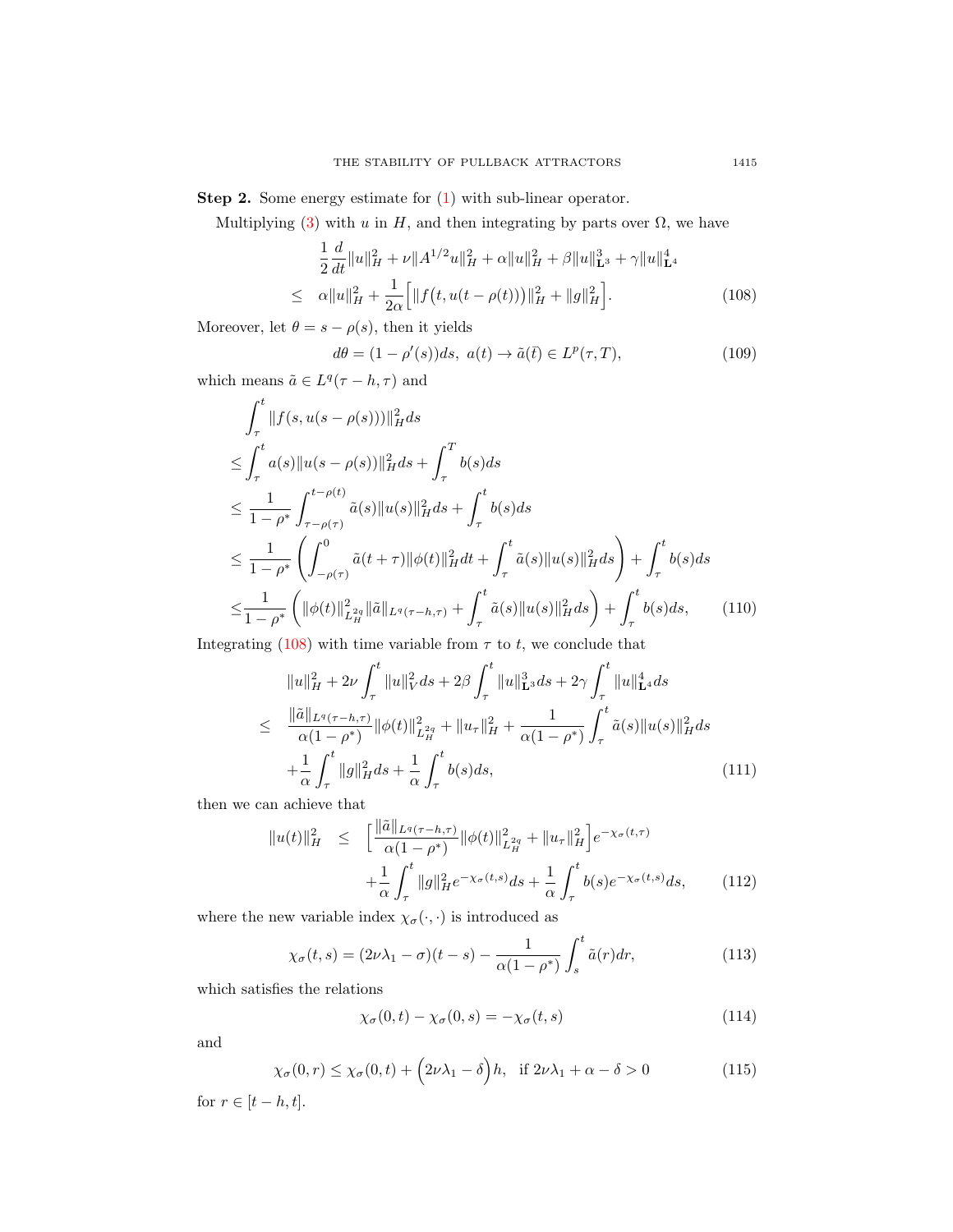**Step 2.** Some energy estimate for (1) with sub-linear operator.

Multiplying (3) with $u$ in $H$, and then integrating by parts over $\Omega$, we have

$$
\begin{aligned}
&\frac{1}{2}\frac{d}{dt}\|u\|_H^2 + \nu\|A^{1/2}u\|_H^2 + \alpha\|u\|_H^2 + \beta\|u\|_{\mathbf{L}^3}^3 + \gamma\|u\|_{\mathbf{L}^4}^4 \\
\leq\quad & \alpha\|u\|_H^2 + \frac{1}{2\alpha}\Big[\|f\big(t, u(t-\rho(t))\big)\|_H^2 + \|g\|_H^2\Big]. \qquad (108)
\end{aligned}
$$

Moreover, let $\theta = s - \rho(s)$, then it yields

$$
d\theta = (1-\rho'(s))ds,\ a(t) \to \tilde{a}(\bar{t}) \in L^p(\tau, T), \qquad (109)
$$

which means $\tilde{a} \in L^q(\tau - h, \tau)$ and

$$
\begin{aligned}
&\int_\tau^t \|f(s, u(s-\rho(s)))\|_H^2 ds \\
\leq & \int_\tau^t a(s)\|u(s-\rho(s))\|_H^2 ds + \int_\tau^T b(s)ds \\
\leq & \ \frac{1}{1-\rho^*}\int_{\tau-\rho(\tau)}^{t-\rho(t)} \tilde{a}(s)\|u(s)\|_H^2 ds + \int_\tau^t b(s)ds \\
\leq & \ \frac{1}{1-\rho^*}\left(\int_{-\rho(\tau)}^0 \tilde{a}(t+\tau)\|\phi(t)\|_H^2 dt + \int_\tau^t \tilde{a}(s)\|u(s)\|_H^2 ds\right) + \int_\tau^t b(s)ds \\
\leq & \frac{1}{1-\rho^*}\left(\|\phi(t)\|_{L_H^{2q}}^2 \|\tilde{a}\|_{L^q(\tau-h,\tau)} + \int_\tau^t \tilde{a}(s)\|u(s)\|_H^2 ds\right) + \int_\tau^t b(s)ds, \qquad (110)
\end{aligned}
$$

Integrating (108) with time variable from $\tau$ to $t$, we conclude that

$$
\begin{aligned}
&\|u\|_H^2 + 2\nu\int_\tau^t \|u\|_V^2 ds + 2\beta\int_\tau^t \|u\|_{\mathbf{L}^3}^3 ds + 2\gamma\int_\tau^t \|u\|_{\mathbf{L}^4}^4 ds \\
\leq\quad & \frac{\|\tilde{a}\|_{L^q(\tau-h,\tau)}}{\alpha(1-\rho^*)}\|\phi(t)\|_{L_H^{2q}}^2 + \|u_\tau\|_H^2 + \frac{1}{\alpha(1-\rho^*)}\int_\tau^t \tilde{a}(s)\|u(s)\|_H^2 ds \\
& + \frac{1}{\alpha}\int_\tau^t \|g\|_H^2 ds + \frac{1}{\alpha}\int_\tau^t b(s)ds, \qquad (111)
\end{aligned}
$$

then we can achieve that

$$
\begin{aligned}
\|u(t)\|_H^2 \quad \leq \quad & \Big[\frac{\|\tilde{a}\|_{L^q(\tau-h,\tau)}}{\alpha(1-\rho^*)}\|\phi(t)\|_{L_H^{2q}}^2 + \|u_\tau\|_H^2\Big]e^{-\chi_\sigma(t,\tau)} \\
& + \frac{1}{\alpha}\int_\tau^t \|g\|_H^2 e^{-\chi_\sigma(t,s)} ds + \frac{1}{\alpha}\int_\tau^t b(s)e^{-\chi_\sigma(t,s)} ds, \qquad (112)
\end{aligned}
$$

where the new variable index $\chi_\sigma(\cdot,\cdot)$ is introduced as

$$
\chi_\sigma(t,s) = (2\nu\lambda_1 - \sigma)(t-s) - \frac{1}{\alpha(1-\rho^*)}\int_s^t \tilde{a}(r)dr, \qquad (113)
$$

which satisfies the relations

$$
\chi_\sigma(0,t) - \chi_\sigma(0,s) = -\chi_\sigma(t,s) \qquad (114)
$$

and

$$
\chi_\sigma(0,r) \leq \chi_\sigma(0,t) + \Big(2\nu\lambda_1 - \delta\Big)h, \quad \text{if } 2\nu\lambda_1 + \alpha - \delta > 0 \qquad (115)
$$

for $r \in [t-h, t]$.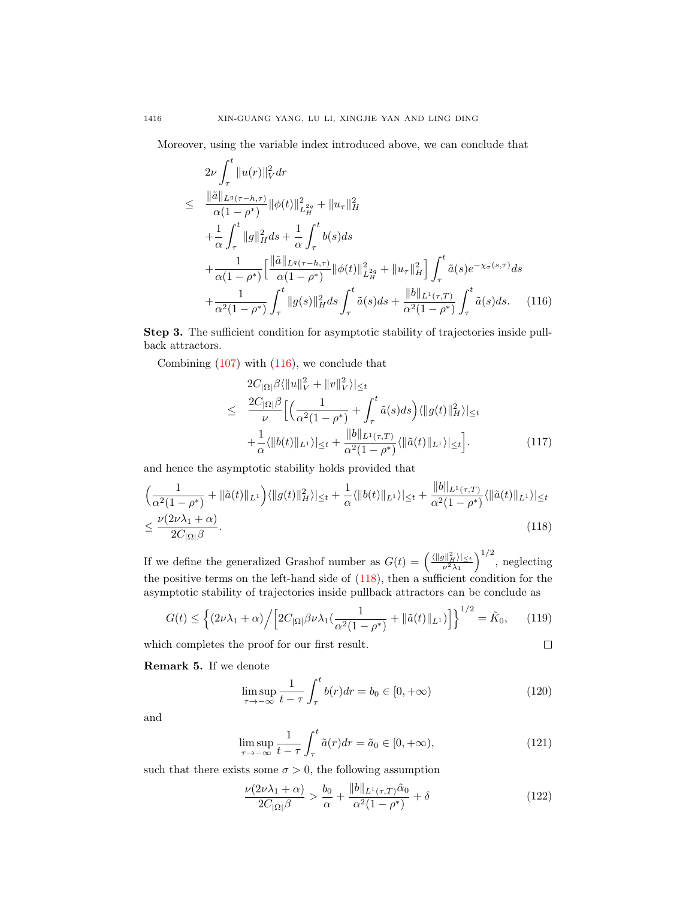Moreover, using the variable index introduced above, we can conclude that

$$
\begin{aligned}
& 2\nu \int_\tau^t \|u(r)\|_V^2 dr \\
\leq\ & \frac{\|\tilde{a}\|_{L^q(\tau-h,\tau)}}{\alpha(1-\rho^*)}\|\phi(t)\|^2_{L_H^{2q}} + \|u_\tau\|_H^2 \\
& + \frac{1}{\alpha}\int_\tau^t \|g\|_H^2 ds + \frac{1}{\alpha}\int_\tau^t b(s)ds \\
& + \frac{1}{\alpha(1-\rho^*)}\Big[\frac{\|\tilde{a}\|_{L^q(\tau-h,\tau)}}{\alpha(1-\rho^*)}\|\phi(t)\|^2_{L_H^{2q}} + \|u_\tau\|_H^2\Big]\int_\tau^t \tilde{a}(s)e^{-\chi_\sigma(s,\tau)}ds \\
& + \frac{1}{\alpha^2(1-\rho^*)}\int_\tau^t \|g(s)\|_H^2 ds \int_\tau^t \tilde{a}(s)ds + \frac{\|b\|_{L^1(\tau,T)}}{\alpha^2(1-\rho^*)}\int_\tau^t \tilde{a}(s)ds. \qquad (116)
\end{aligned}
$$

**Step 3.** The sufficient condition for asymptotic stability of trajectories inside pullback attractors.

Combining (107) with (116), we conclude that

$$
\begin{aligned}
& 2C_{|\Omega|}\beta\langle \|u\|_V^2 + \|v\|_V^2\rangle|_{\leq t} \\
\leq\ & \frac{2C_{|\Omega|}\beta}{\nu}\Big[\Big(\frac{1}{\alpha^2(1-\rho^*)} + \int_\tau^t \tilde{a}(s)ds\Big)\langle \|g(t)\|_H^2\rangle|_{\leq t} \\
& + \frac{1}{\alpha}\langle \|b(t)\|_{L^1}\rangle|_{\leq t} + \frac{\|b\|_{L^1(\tau,T)}}{\alpha^2(1-\rho^*)}\langle \|\tilde{a}(t)\|_{L^1}\rangle|_{\leq t}\Big]. \qquad (117)
\end{aligned}
$$

and hence the asymptotic stability holds provided that

$$
\begin{aligned}
& \Big(\frac{1}{\alpha^2(1-\rho^*)} + \|\tilde{a}(t)\|_{L^1}\Big)\langle \|g(t)\|_H^2\rangle|_{\leq t} + \frac{1}{\alpha}\langle \|b(t)\|_{L^1}\rangle|_{\leq t} + \frac{\|b\|_{L^1(\tau,T)}}{\alpha^2(1-\rho^*)}\langle \|\tilde{a}(t)\|_{L^1}\rangle|_{\leq t} \\
& \leq \frac{\nu(2\nu\lambda_1+\alpha)}{2C_{|\Omega|}\beta}. \qquad (118)
\end{aligned}
$$

If we define the generalized Grashof number as $G(t) = \Big(\frac{\langle \|g\|_H^2\rangle|_{\leq t}}{\nu^2\lambda_1}\Big)^{1/2}$, neglecting the positive terms on the left-hand side of (118), then a sufficient condition for the asymptotic stability of trajectories inside pullback attractors can be conclude as

$$
G(t) \leq \Big\{(2\nu\lambda_1+\alpha)\Big/\Big[2C_{|\Omega|}\beta\nu\lambda_1\big(\frac{1}{\alpha^2(1-\rho^*)} + \|\tilde{a}(t)\|_{L^1}\big)\Big]\Big\}^{1/2} = \tilde{K}_0, \qquad (119)
$$

which completes the proof for our first result. □

**Remark 5.** If we denote

$$
\limsup_{\tau\to-\infty} \frac{1}{t-\tau}\int_\tau^t b(r)dr = b_0 \in [0,+\infty) \qquad (120)
$$

and

$$
\limsup_{\tau\to-\infty} \frac{1}{t-\tau}\int_\tau^t \tilde{a}(r)dr = \tilde{a}_0 \in [0,+\infty), \qquad (121)
$$

such that there exists some $\sigma > 0$, the following assumption

$$
\frac{\nu(2\nu\lambda_1+\alpha)}{2C_{|\Omega|}\beta} > \frac{b_0}{\alpha} + \frac{\|b\|_{L^1(\tau,T)}\tilde{\alpha}_0}{\alpha^2(1-\rho^*)} + \delta \qquad (122)
$$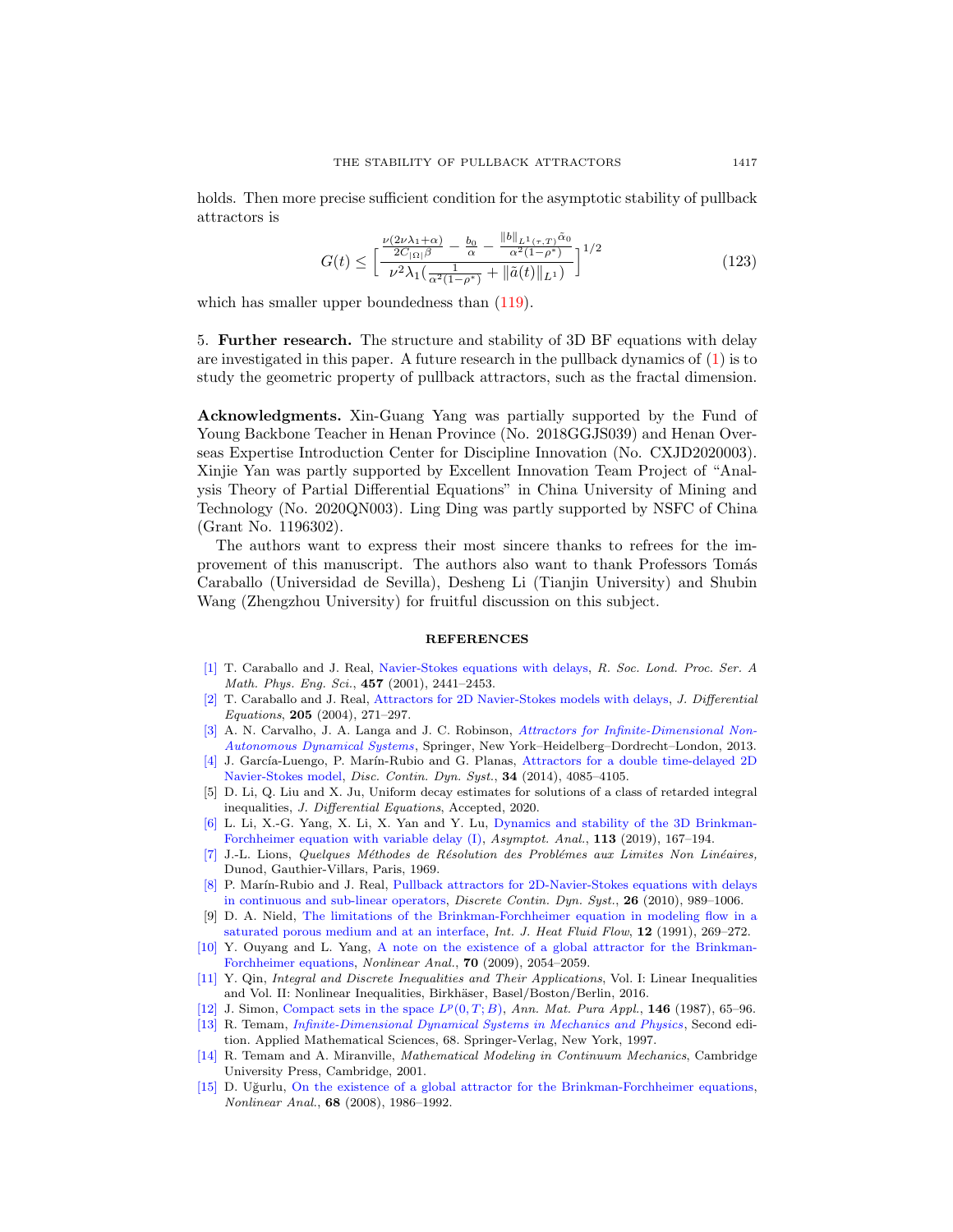holds. Then more precise sufficient condition for the asymptotic stability of pullback attractors is

$$G(t) \leq \Big[ \frac{\frac{\nu(2\nu\lambda_1+\alpha)}{2C_{|\Omega|}\beta} - \frac{b_0}{\alpha} - \frac{\|b\|_{L^1(\tau,T)}\tilde{\alpha}_0}{\alpha^2(1-\rho^*)}}{\nu^2\lambda_1(\frac{1}{\alpha^2(1-\rho^*)} + \|\tilde{a}(t)\|_{L^1})} \Big]^{1/2} \tag{123}$$

which has smaller upper boundedness than (119).

5. **Further research.** The structure and stability of 3D BF equations with delay are investigated in this paper. A future research in the pullback dynamics of (1) is to study the geometric property of pullback attractors, such as the fractal dimension.

**Acknowledgments.** Xin-Guang Yang was partially supported by the Fund of Young Backbone Teacher in Henan Province (No. 2018GGJS039) and Henan Overseas Expertise Introduction Center for Discipline Innovation (No. CXJD2020003). Xinjie Yan was partly supported by Excellent Innovation Team Project of "Analysis Theory of Partial Differential Equations" in China University of Mining and Technology (No. 2020QN003). Ling Ding was partly supported by NSFC of China (Grant No. 1196302).

The authors want to express their most sincere thanks to refrees for the improvement of this manuscript. The authors also want to thank Professors Tomás Caraballo (Universidad de Sevilla), Desheng Li (Tianjin University) and Shubin Wang (Zhengzhou University) for fruitful discussion on this subject.

## REFERENCES

[1] T. Caraballo and J. Real, Navier-Stokes equations with delays, *R. Soc. Lond. Proc. Ser. A Math. Phys. Eng. Sci.*, **457** (2001), 2441–2453.

[2] T. Caraballo and J. Real, Attractors for 2D Navier-Stokes models with delays, *J. Differential Equations*, **205** (2004), 271–297.

[3] A. N. Carvalho, J. A. Langa and J. C. Robinson, *Attractors for Infinite-Dimensional Non-Autonomous Dynamical Systems*, Springer, New York–Heidelberg–Dordrecht–London, 2013.

[4] J. García-Luengo, P. Marín-Rubio and G. Planas, Attractors for a double time-delayed 2D Navier-Stokes model, *Disc. Contin. Dyn. Syst.*, **34** (2014), 4085–4105.

[5] D. Li, Q. Liu and X. Ju, Uniform decay estimates for solutions of a class of retarded integral inequalities, *J. Differential Equations*, Accepted, 2020.

[6] L. Li, X.-G. Yang, X. Li, X. Yan and Y. Lu, Dynamics and stability of the 3D Brinkman-Forchheimer equation with variable delay (I), *Asymptot. Anal.*, **113** (2019), 167–194.

[7] J.-L. Lions, *Quelques Méthodes de Résolution des Problémes aux Limites Non Linéaires,* Dunod, Gauthier-Villars, Paris, 1969.

[8] P. Marín-Rubio and J. Real, Pullback attractors for 2D-Navier-Stokes equations with delays in continuous and sub-linear operators, *Discrete Contin. Dyn. Syst.*, **26** (2010), 989–1006.

[9] D. A. Nield, The limitations of the Brinkman-Forchheimer equation in modeling flow in a saturated porous medium and at an interface, *Int. J. Heat Fluid Flow*, **12** (1991), 269–272.

[10] Y. Ouyang and L. Yang, A note on the existence of a global attractor for the Brinkman-Forchheimer equations, *Nonlinear Anal.*, **70** (2009), 2054–2059.

[11] Y. Qin, *Integral and Discrete Inequalities and Their Applications*, Vol. I: Linear Inequalities and Vol. II: Nonlinear Inequalities, Birkhäser, Basel/Boston/Berlin, 2016.

[12] J. Simon, Compact sets in the space $L^p(0,T;B)$, *Ann. Mat. Pura Appl.*, **146** (1987), 65–96.

[13] R. Temam, *Infinite-Dimensional Dynamical Systems in Mechanics and Physics*, Second edition. Applied Mathematical Sciences, 68. Springer-Verlag, New York, 1997.

[14] R. Temam and A. Miranville, *Mathematical Modeling in Continuum Mechanics*, Cambridge University Press, Cambridge, 2001.

[15] D. Uğurlu, On the existence of a global attractor for the Brinkman-Forchheimer equations, *Nonlinear Anal.*, **68** (2008), 1986–1992.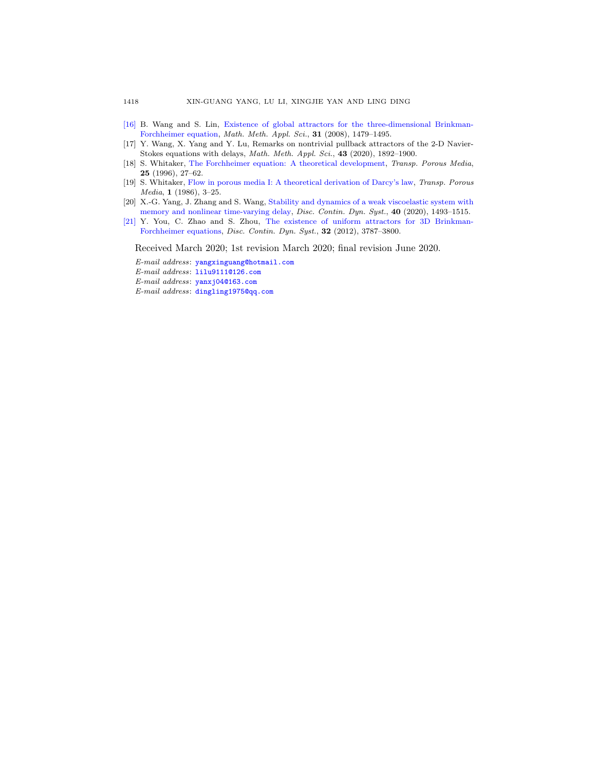[16] B. Wang and S. Lin, Existence of global attractors for the three-dimensional Brinkman-Forchheimer equation, *Math. Meth. Appl. Sci.*, **31** (2008), 1479–1495.

[17] Y. Wang, X. Yang and Y. Lu, Remarks on nontrivial pullback attractors of the 2-D Navier-Stokes equations with delays, *Math. Meth. Appl. Sci.*, **43** (2020), 1892–1900.

[18] S. Whitaker, The Forchheimer equation: A theoretical development, *Transp. Porous Media*, **25** (1996), 27–62.

[19] S. Whitaker, Flow in porous media I: A theoretical derivation of Darcy's law, *Transp. Porous Media*, **1** (1986), 3–25.

[20] X.-G. Yang, J. Zhang and S. Wang, Stability and dynamics of a weak viscoelastic system with memory and nonlinear time-varying delay, *Disc. Contin. Dyn. Syst.*, **40** (2020), 1493–1515.

[21] Y. You, C. Zhao and S. Zhou, The existence of uniform attractors for 3D Brinkman-Forchheimer equations, *Disc. Contin. Dyn. Syst.*, **32** (2012), 3787–3800.

Received March 2020; 1st revision March 2020; final revision June 2020.

*E-mail address*: yangxinguang@hotmail.com
*E-mail address*: lilu9111@126.com
*E-mail address*: yanxj04@163.com
*E-mail address*: dingling1975@qq.com